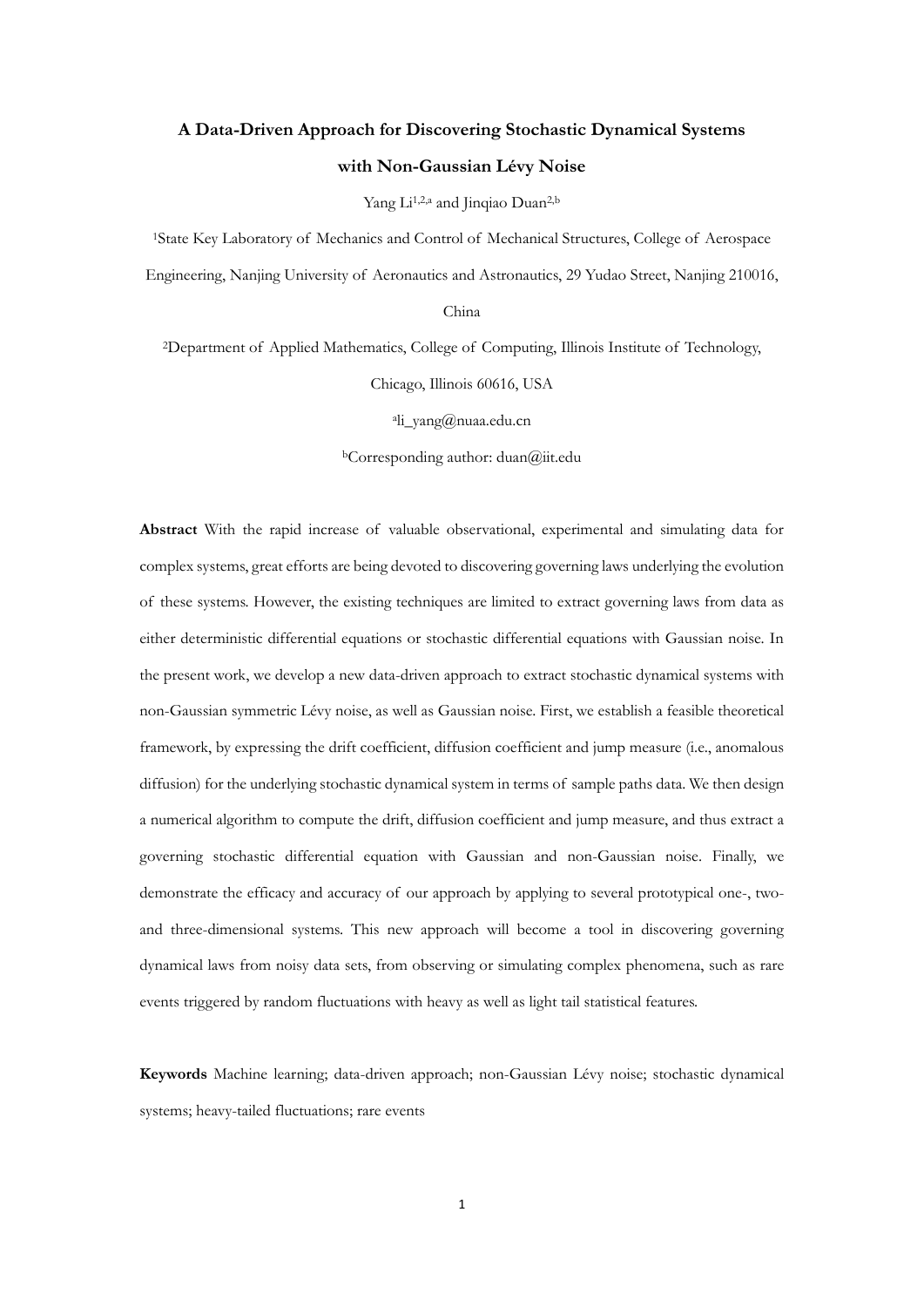# A Data-Driven Approach for Discovering Stochastic Dynamical Systems with Non-Gaussian Lévy Noise

Yang Li[1,2,a] and Jinqiao Duan[2,b]

[1]State Key Laboratory of Mechanics and Control of Mechanical Structures, College of Aerospace Engineering, Nanjing University of Aeronautics and Astronautics, 29 Yudao Street, Nanjing 210016, China

[2]Department of Applied Mathematics, College of Computing, Illinois Institute of Technology, Chicago, Illinois 60616, USA

[a]li_yang@nuaa.edu.cn

[b]Corresponding author: duan@iit.edu

**Abstract** With the rapid increase of valuable observational, experimental and simulating data for complex systems, great efforts are being devoted to discovering governing laws underlying the evolution of these systems. However, the existing techniques are limited to extract governing laws from data as either deterministic differential equations or stochastic differential equations with Gaussian noise. In the present work, we develop a new data-driven approach to extract stochastic dynamical systems with non-Gaussian symmetric Lévy noise, as well as Gaussian noise. First, we establish a feasible theoretical framework, by expressing the drift coefficient, diffusion coefficient and jump measure (i.e., anomalous diffusion) for the underlying stochastic dynamical system in terms of sample paths data. We then design a numerical algorithm to compute the drift, diffusion coefficient and jump measure, and thus extract a governing stochastic differential equation with Gaussian and non-Gaussian noise. Finally, we demonstrate the efficacy and accuracy of our approach by applying to several prototypical one-, two- and three-dimensional systems. This new approach will become a tool in discovering governing dynamical laws from noisy data sets, from observing or simulating complex phenomena, such as rare events triggered by random fluctuations with heavy as well as light tail statistical features.

**Keywords** Machine learning; data-driven approach; non-Gaussian Lévy noise; stochastic dynamical systems; heavy-tailed fluctuations; rare events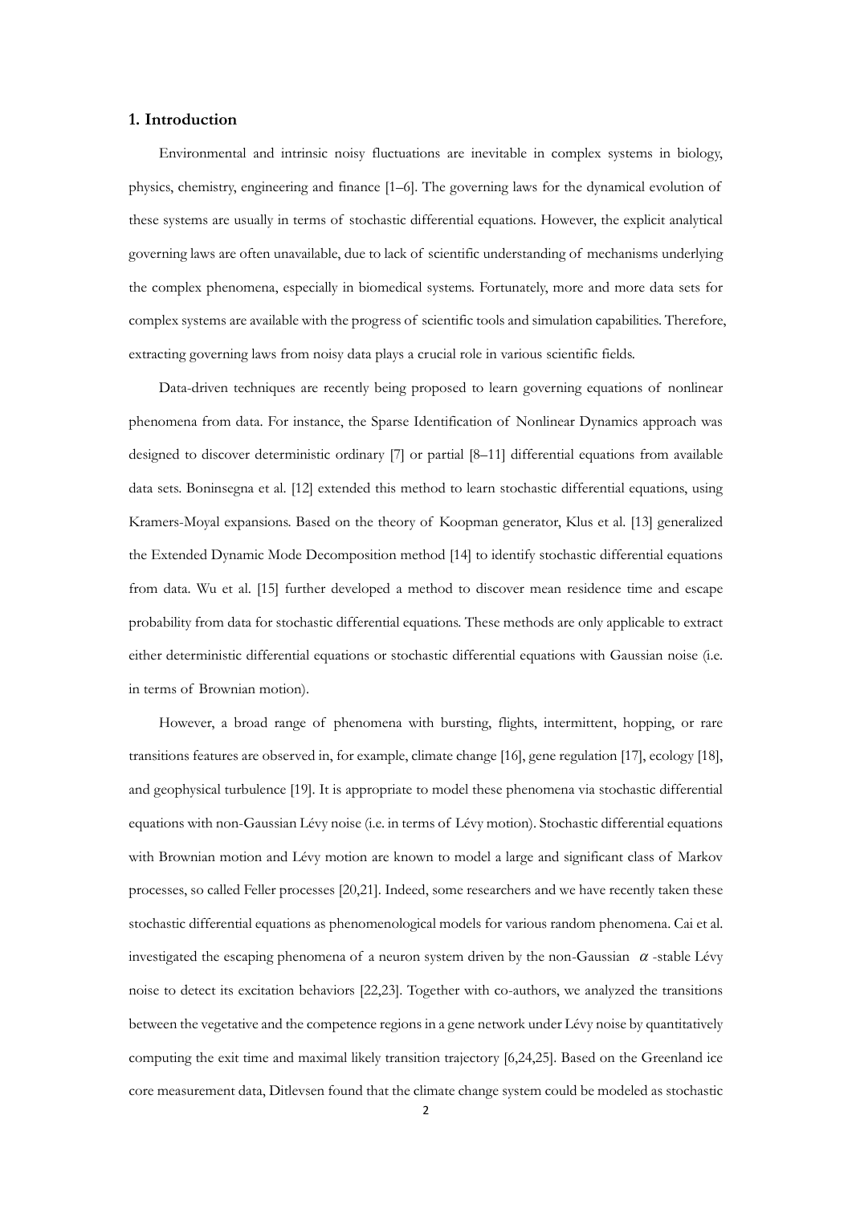## 1. Introduction

Environmental and intrinsic noisy fluctuations are inevitable in complex systems in biology, physics, chemistry, engineering and finance [1–6]. The governing laws for the dynamical evolution of these systems are usually in terms of stochastic differential equations. However, the explicit analytical governing laws are often unavailable, due to lack of scientific understanding of mechanisms underlying the complex phenomena, especially in biomedical systems. Fortunately, more and more data sets for complex systems are available with the progress of scientific tools and simulation capabilities. Therefore, extracting governing laws from noisy data plays a crucial role in various scientific fields.

Data-driven techniques are recently being proposed to learn governing equations of nonlinear phenomena from data. For instance, the Sparse Identification of Nonlinear Dynamics approach was designed to discover deterministic ordinary [7] or partial [8–11] differential equations from available data sets. Boninsegna et al. [12] extended this method to learn stochastic differential equations, using Kramers-Moyal expansions. Based on the theory of Koopman generator, Klus et al. [13] generalized the Extended Dynamic Mode Decomposition method [14] to identify stochastic differential equations from data. Wu et al. [15] further developed a method to discover mean residence time and escape probability from data for stochastic differential equations. These methods are only applicable to extract either deterministic differential equations or stochastic differential equations with Gaussian noise (i.e. in terms of Brownian motion).

However, a broad range of phenomena with bursting, flights, intermittent, hopping, or rare transitions features are observed in, for example, climate change [16], gene regulation [17], ecology [18], and geophysical turbulence [19]. It is appropriate to model these phenomena via stochastic differential equations with non-Gaussian Lévy noise (i.e. in terms of Lévy motion). Stochastic differential equations with Brownian motion and Lévy motion are known to model a large and significant class of Markov processes, so called Feller processes [20,21]. Indeed, some researchers and we have recently taken these stochastic differential equations as phenomenological models for various random phenomena. Cai et al. investigated the escaping phenomena of a neuron system driven by the non-Gaussian $\alpha$-stable Lévy noise to detect its excitation behaviors [22,23]. Together with co-authors, we analyzed the transitions between the vegetative and the competence regions in a gene network under Lévy noise by quantitatively computing the exit time and maximal likely transition trajectory [6,24,25]. Based on the Greenland ice core measurement data, Ditlevsen found that the climate change system could be modeled as stochastic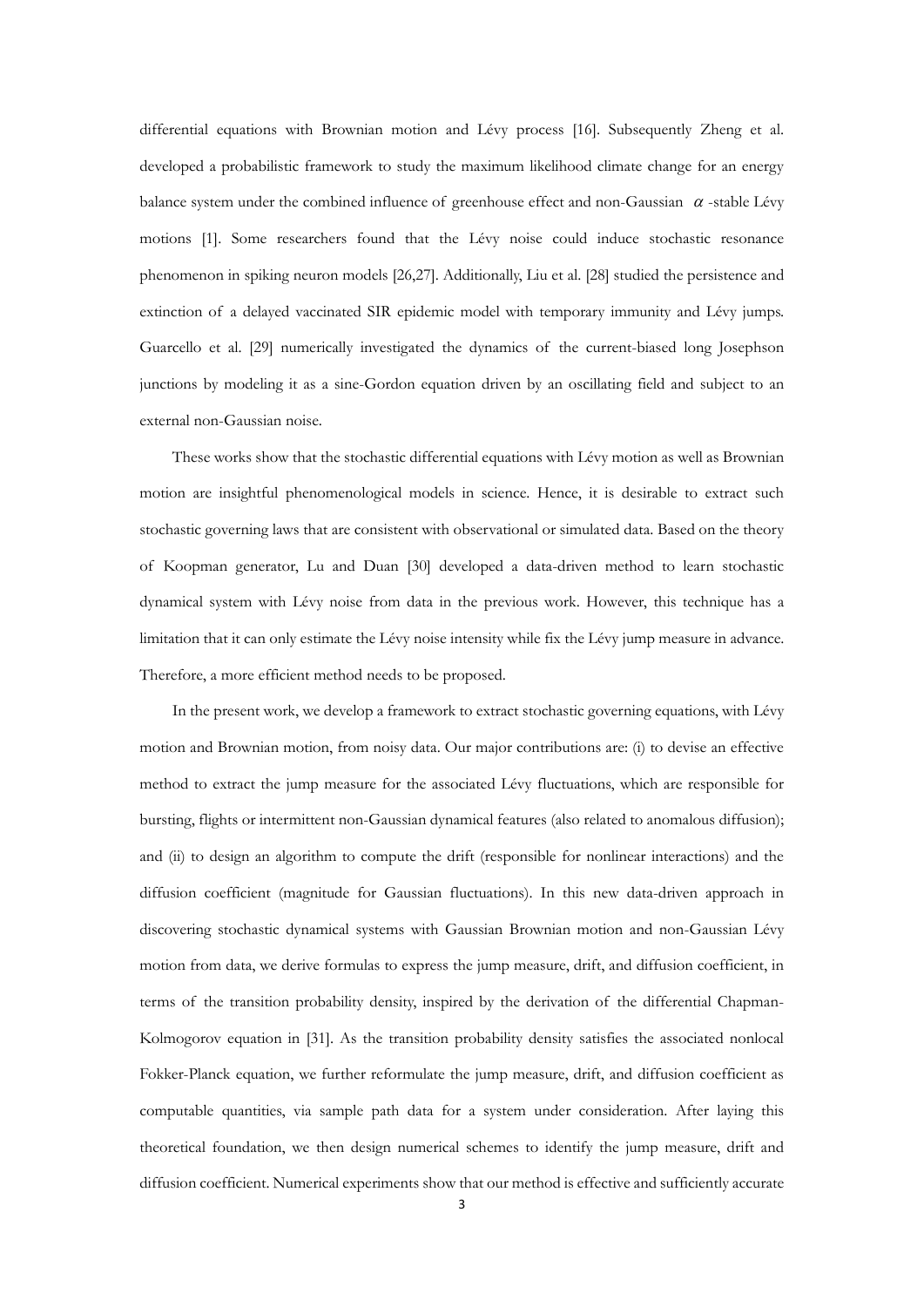differential equations with Brownian motion and Lévy process [16]. Subsequently Zheng et al. developed a probabilistic framework to study the maximum likelihood climate change for an energy balance system under the combined influence of greenhouse effect and non-Gaussian $\alpha$-stable Lévy motions [1]. Some researchers found that the Lévy noise could induce stochastic resonance phenomenon in spiking neuron models [26,27]. Additionally, Liu et al. [28] studied the persistence and extinction of a delayed vaccinated SIR epidemic model with temporary immunity and Lévy jumps. Guarcello et al. [29] numerically investigated the dynamics of the current-biased long Josephson junctions by modeling it as a sine-Gordon equation driven by an oscillating field and subject to an external non-Gaussian noise.

These works show that the stochastic differential equations with Lévy motion as well as Brownian motion are insightful phenomenological models in science. Hence, it is desirable to extract such stochastic governing laws that are consistent with observational or simulated data. Based on the theory of Koopman generator, Lu and Duan [30] developed a data-driven method to learn stochastic dynamical system with Lévy noise from data in the previous work. However, this technique has a limitation that it can only estimate the Lévy noise intensity while fix the Lévy jump measure in advance. Therefore, a more efficient method needs to be proposed.

In the present work, we develop a framework to extract stochastic governing equations, with Lévy motion and Brownian motion, from noisy data. Our major contributions are: (i) to devise an effective method to extract the jump measure for the associated Lévy fluctuations, which are responsible for bursting, flights or intermittent non-Gaussian dynamical features (also related to anomalous diffusion); and (ii) to design an algorithm to compute the drift (responsible for nonlinear interactions) and the diffusion coefficient (magnitude for Gaussian fluctuations). In this new data-driven approach in discovering stochastic dynamical systems with Gaussian Brownian motion and non-Gaussian Lévy motion from data, we derive formulas to express the jump measure, drift, and diffusion coefficient, in terms of the transition probability density, inspired by the derivation of the differential Chapman-Kolmogorov equation in [31]. As the transition probability density satisfies the associated nonlocal Fokker-Planck equation, we further reformulate the jump measure, drift, and diffusion coefficient as computable quantities, via sample path data for a system under consideration. After laying this theoretical foundation, we then design numerical schemes to identify the jump measure, drift and diffusion coefficient. Numerical experiments show that our method is effective and sufficiently accurate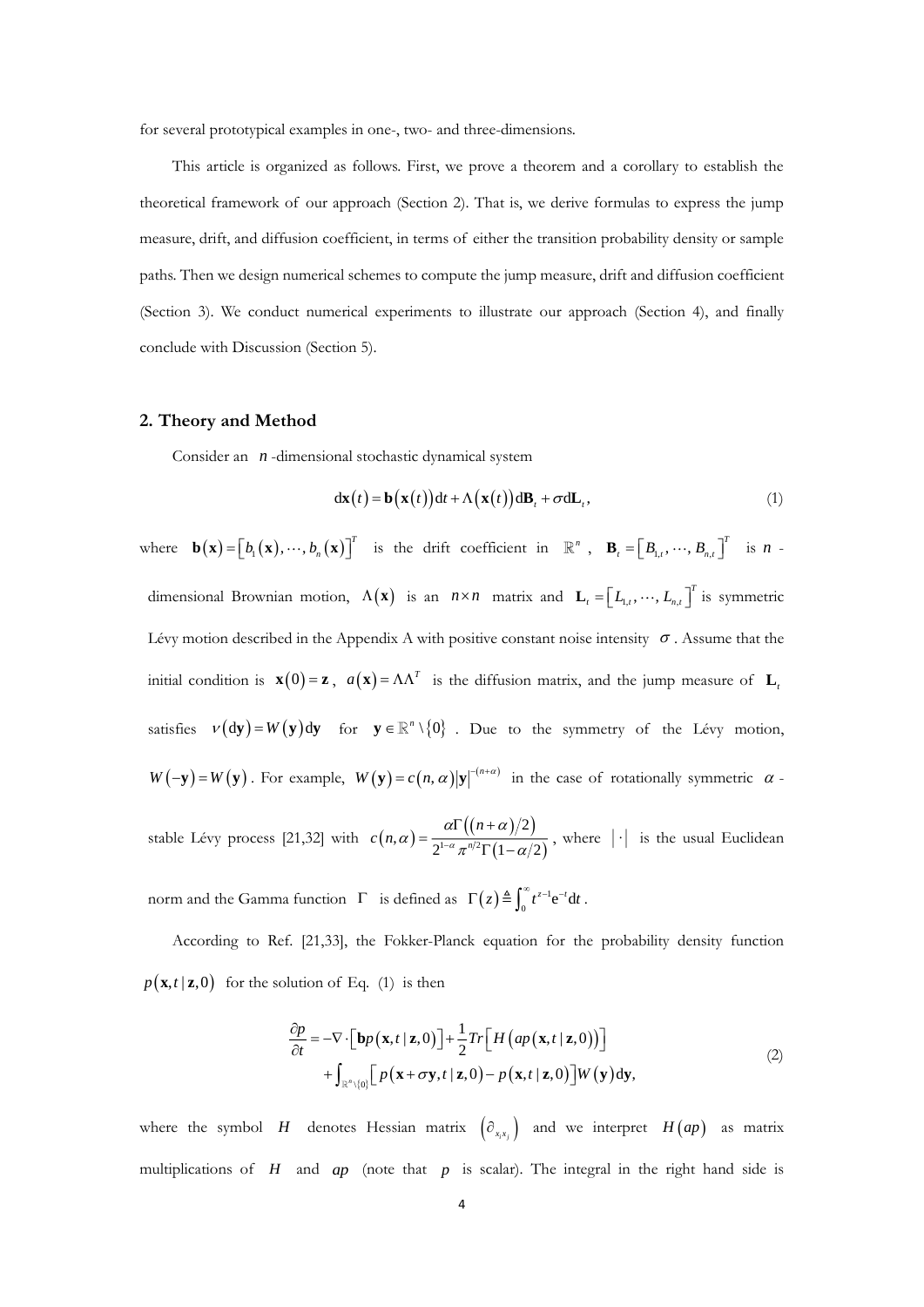for several prototypical examples in one-, two- and three-dimensions.

This article is organized as follows. First, we prove a theorem and a corollary to establish the theoretical framework of our approach (Section 2). That is, we derive formulas to express the jump measure, drift, and diffusion coefficient, in terms of either the transition probability density or sample paths. Then we design numerical schemes to compute the jump measure, drift and diffusion coefficient (Section 3). We conduct numerical experiments to illustrate our approach (Section 4), and finally conclude with Discussion (Section 5).

## 2. Theory and Method

Consider an $n$-dimensional stochastic dynamical system

$$\mathrm{d}\mathbf{x}(t) = \mathbf{b}(\mathbf{x}(t))\mathrm{d}t + \Lambda(\mathbf{x}(t))\mathrm{d}\mathbf{B}_t + \sigma \mathrm{d}\mathbf{L}_t, \tag{1}$$

where $\mathbf{b}(\mathbf{x}) = [b_1(\mathbf{x}), \cdots, b_n(\mathbf{x})]^T$ is the drift coefficient in $\mathbb{R}^n$, $\mathbf{B}_t = [B_{1,t}, \cdots, B_{n,t}]^T$ is $n$-dimensional Brownian motion, $\Lambda(\mathbf{x})$ is an $n \times n$ matrix and $\mathbf{L}_t = [L_{1,t}, \cdots, L_{n,t}]^T$ is symmetric Lévy motion described in the Appendix A with positive constant noise intensity $\sigma$. Assume that the initial condition is $\mathbf{x}(0) = \mathbf{z}$, $a(\mathbf{x}) = \Lambda\Lambda^T$ is the diffusion matrix, and the jump measure of $\mathbf{L}_t$ satisfies $\nu(\mathrm{d}\mathbf{y}) = W(\mathbf{y})\mathrm{d}\mathbf{y}$ for $\mathbf{y} \in \mathbb{R}^n \setminus \{0\}$. Due to the symmetry of the Lévy motion, $W(-\mathbf{y}) = W(\mathbf{y})$. For example, $W(\mathbf{y}) = c(n,\alpha)|\mathbf{y}|^{-(n+\alpha)}$ in the case of rotationally symmetric $\alpha$-stable Lévy process [21,32] with $c(n,\alpha) = \dfrac{\alpha\Gamma((n+\alpha)/2)}{2^{1-\alpha}\pi^{n/2}\Gamma(1-\alpha/2)}$, where $|\cdot|$ is the usual Euclidean norm and the Gamma function $\Gamma$ is defined as $\Gamma(z) \triangleq \int_0^\infty t^{z-1}\mathrm{e}^{-t}\mathrm{d}t$.

According to Ref. [21,33], the Fokker-Planck equation for the probability density function $p(\mathbf{x},t\,|\,\mathbf{z},0)$ for the solution of Eq. (1) is then

$$\begin{aligned} \frac{\partial p}{\partial t} = & -\nabla \cdot \left[\mathbf{b}p(\mathbf{x},t\,|\,\mathbf{z},0)\right] + \frac{1}{2}Tr\left[H\left(ap(\mathbf{x},t\,|\,\mathbf{z},0)\right)\right] \\ & + \int_{\mathbb{R}^n \setminus \{0\}} \left[p(\mathbf{x}+\sigma\mathbf{y},t\,|\,\mathbf{z},0) - p(\mathbf{x},t\,|\,\mathbf{z},0)\right]W(\mathbf{y})\mathrm{d}\mathbf{y}, \end{aligned} \tag{2}$$

where the symbol $H$ denotes Hessian matrix $\left(\partial_{x_i x_j}\right)$ and we interpret $H(ap)$ as matrix multiplications of $H$ and $ap$ (note that $p$ is scalar). The integral in the right hand side is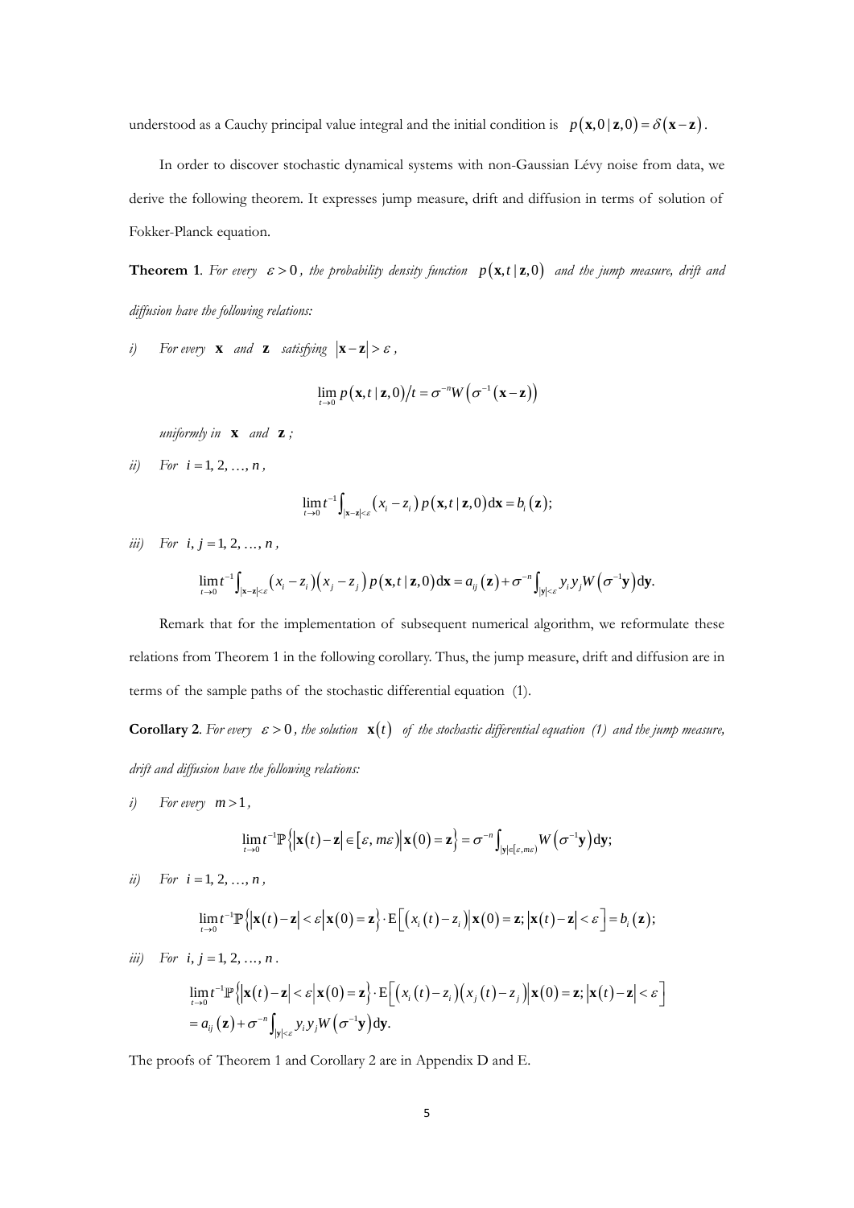understood as a Cauchy principal value integral and the initial condition is $p(\mathbf{x},0\,|\,\mathbf{z},0)=\delta(\mathbf{x}-\mathbf{z})$.

In order to discover stochastic dynamical systems with non-Gaussian Lévy noise from data, we derive the following theorem. It expresses jump measure, drift and diffusion in terms of solution of Fokker-Planck equation.

**Theorem 1**. *For every* $\varepsilon>0$*, the probability density function* $p(\mathbf{x},t\,|\,\mathbf{z},0)$ *and the jump measure, drift and diffusion have the following relations:*

*i)* *For every* $\mathbf{x}$ *and* $\mathbf{z}$ *satisfying* $|\mathbf{x}-\mathbf{z}|>\varepsilon$*,*

$$\lim_{t\to 0} p(\mathbf{x},t\,|\,\mathbf{z},0)/t=\sigma^{-n}W\left(\sigma^{-1}(\mathbf{x}-\mathbf{z})\right)$$

*uniformly in* $\mathbf{x}$ *and* $\mathbf{z}$*;*

*ii)* *For* $i=1,2,\ldots,n$*,*

$$\lim_{t\to 0} t^{-1}\int_{|\mathbf{x}-\mathbf{z}|<\varepsilon}(x_i-z_i)\,p(\mathbf{x},t\,|\,\mathbf{z},0)\mathrm{d}\mathbf{x}=b_i(\mathbf{z});$$

*iii)* *For* $i,j=1,2,\ldots,n$*,*

$$\lim_{t\to 0} t^{-1}\int_{|\mathbf{x}-\mathbf{z}|<\varepsilon}(x_i-z_i)(x_j-z_j)\,p(\mathbf{x},t\,|\,\mathbf{z},0)\mathrm{d}\mathbf{x}=a_{ij}(\mathbf{z})+\sigma^{-n}\int_{|\mathbf{y}|<\varepsilon}y_iy_jW\left(\sigma^{-1}\mathbf{y}\right)\mathrm{d}\mathbf{y}.$$

Remark that for the implementation of subsequent numerical algorithm, we reformulate these relations from Theorem 1 in the following corollary. Thus, the jump measure, drift and diffusion are in terms of the sample paths of the stochastic differential equation (1).

**Corollary 2**. *For every* $\varepsilon>0$*, the solution* $\mathbf{x}(t)$ *of the stochastic differential equation (1) and the jump measure, drift and diffusion have the following relations:*

*i)* *For every* $m>1$*,*

$$\lim_{t\to 0} t^{-1}\mathbb{P}\left\{|\mathbf{x}(t)-\mathbf{z}|\in[\varepsilon,m\varepsilon)\,\middle|\,\mathbf{x}(0)=\mathbf{z}\right\}=\sigma^{-n}\int_{|\mathbf{y}|\in[\varepsilon,m\varepsilon)}W\left(\sigma^{-1}\mathbf{y}\right)\mathrm{d}\mathbf{y};$$

*ii)* *For* $i=1,2,\ldots,n$*,*

$$\lim_{t\to 0} t^{-1}\mathbb{P}\left\{|\mathbf{x}(t)-\mathbf{z}|<\varepsilon\,\middle|\,\mathbf{x}(0)=\mathbf{z}\right\}\cdot \mathrm{E}\left[(x_i(t)-z_i)\,\middle|\,\mathbf{x}(0)=\mathbf{z};|\mathbf{x}(t)-\mathbf{z}|<\varepsilon\right]=b_i(\mathbf{z});$$

*iii)* *For* $i,j=1,2,\ldots,n$*.*

$$\begin{aligned}&\lim_{t\to 0} t^{-1}\mathbb{P}\left\{|\mathbf{x}(t)-\mathbf{z}|<\varepsilon\,\middle|\,\mathbf{x}(0)=\mathbf{z}\right\}\cdot \mathrm{E}\left[(x_i(t)-z_i)(x_j(t)-z_j)\,\middle|\,\mathbf{x}(0)=\mathbf{z};|\mathbf{x}(t)-\mathbf{z}|<\varepsilon\right]\\&=a_{ij}(\mathbf{z})+\sigma^{-n}\int_{|\mathbf{y}|<\varepsilon}y_iy_jW\left(\sigma^{-1}\mathbf{y}\right)\mathrm{d}\mathbf{y}.\end{aligned}$$

The proofs of Theorem 1 and Corollary 2 are in Appendix D and E.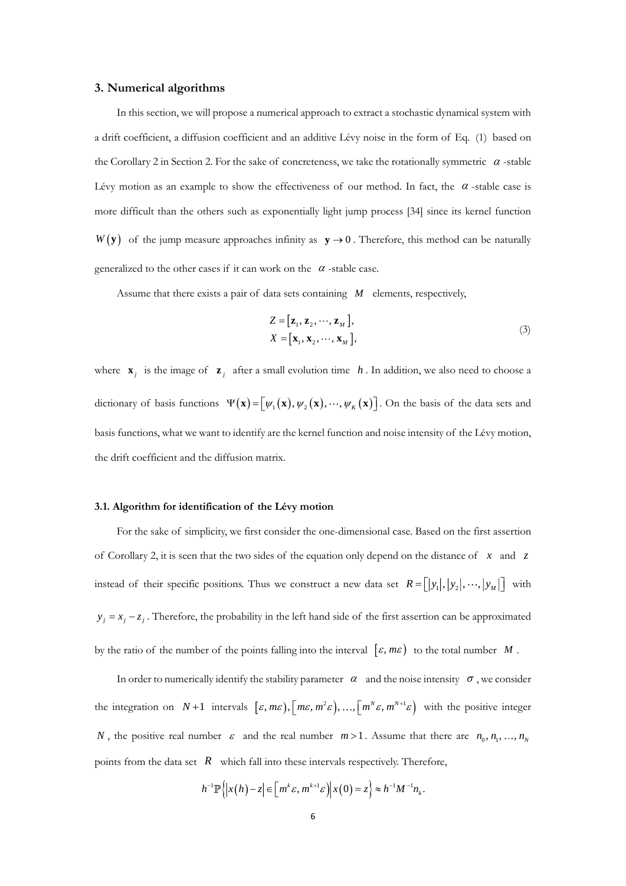## 3. Numerical algorithms

In this section, we will propose a numerical approach to extract a stochastic dynamical system with a drift coefficient, a diffusion coefficient and an additive Lévy noise in the form of Eq. (1) based on the Corollary 2 in Section 2. For the sake of concreteness, we take the rotationally symmetric $\alpha$ -stable Lévy motion as an example to show the effectiveness of our method. In fact, the $\alpha$ -stable case is more difficult than the others such as exponentially light jump process [34] since its kernel function $W(\mathbf{y})$ of the jump measure approaches infinity as $\mathbf{y} \to 0$. Therefore, this method can be naturally generalized to the other cases if it can work on the $\alpha$ -stable case.

Assume that there exists a pair of data sets containing $M$ elements, respectively,

$$
\begin{aligned}
Z &= \left[\mathbf{z}_1, \mathbf{z}_2, \cdots, \mathbf{z}_M\right], \\
X &= \left[\mathbf{x}_1, \mathbf{x}_2, \cdots, \mathbf{x}_M\right],
\end{aligned}
\tag{3}
$$

where $\mathbf{x}_j$ is the image of $\mathbf{z}_j$ after a small evolution time $h$. In addition, we also need to choose a dictionary of basis functions $\Psi(\mathbf{x}) = \left[\psi_1(\mathbf{x}), \psi_2(\mathbf{x}), \cdots, \psi_K(\mathbf{x})\right]$. On the basis of the data sets and basis functions, what we want to identify are the kernel function and noise intensity of the Lévy motion, the drift coefficient and the diffusion matrix.

### 3.1. Algorithm for identification of the Lévy motion

For the sake of simplicity, we first consider the one-dimensional case. Based on the first assertion of Corollary 2, it is seen that the two sides of the equation only depend on the distance of $x$ and $z$ instead of their specific positions. Thus we construct a new data set $R = \left[|y_1|, |y_2|, \cdots, |y_M|\right]$ with $y_j = x_j - z_j$. Therefore, the probability in the left hand side of the first assertion can be approximated by the ratio of the number of the points falling into the interval $[\varepsilon, m\varepsilon)$ to the total number $M$.

In order to numerically identify the stability parameter $\alpha$ and the noise intensity $\sigma$, we consider the integration on $N+1$ intervals $[\varepsilon, m\varepsilon), [m\varepsilon, m^2\varepsilon), \ldots, [m^N\varepsilon, m^{N+1}\varepsilon)$ with the positive integer $N$, the positive real number $\varepsilon$ and the real number $m > 1$. Assume that there are $n_0, n_1, \ldots, n_N$ points from the data set $R$ which fall into these intervals respectively. Therefore,

$$
h^{-1}\mathbb{P}\left\{\left|x(h) - z\right| \in \left[m^k\varepsilon, m^{k+1}\varepsilon\right) \middle| x(0) = z\right\} \approx h^{-1}M^{-1}n_k.
$$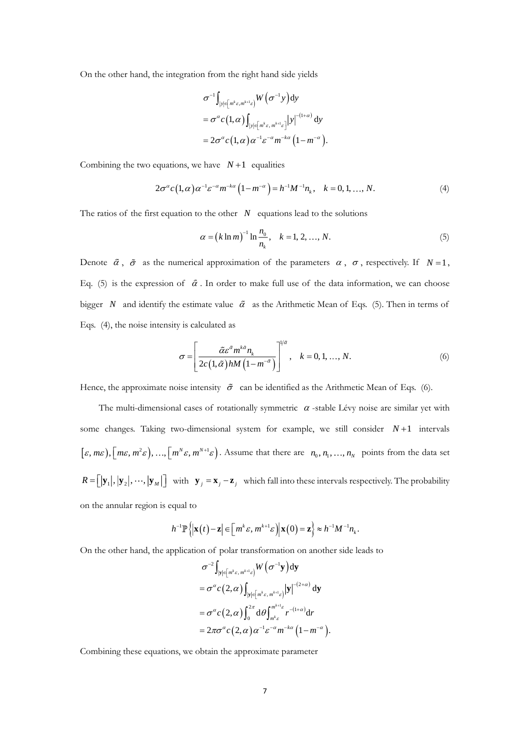On the other hand, the integration from the right hand side yields

$$
\begin{aligned}
&\sigma^{-1}\int_{|y|\in\left[m^k\varepsilon,m^{k+1}\varepsilon\right)} W\left(\sigma^{-1}y\right)\mathrm{d}y \\
&=\sigma^{\alpha}c\left(1,\alpha\right)\int_{|y|\in\left[m^k\varepsilon,\, m^{k+1}\varepsilon\right]}|y|^{-(1+\alpha)}\,\mathrm{d}y \\
&=2\sigma^{\alpha}c\left(1,\alpha\right)\alpha^{-1}\varepsilon^{-\alpha}m^{-k\alpha}\left(1-m^{-\alpha}\right).
\end{aligned}
$$

Combining the two equations, we have $N+1$ equalities

$$
2\sigma^{\alpha}c\left(1,\alpha\right)\alpha^{-1}\varepsilon^{-\alpha}m^{-k\alpha}\left(1-m^{-\alpha}\right)=h^{-1}M^{-1}n_k,\quad k=0,1,\ldots,N. \tag{4}
$$

The ratios of the first equation to the other $N$ equations lead to the solutions

$$
\alpha=\left(k\ln m\right)^{-1}\ln\frac{n_0}{n_k},\quad k=1,2,\ldots,N. \tag{5}
$$

Denote $\tilde{\alpha}$, $\tilde{\sigma}$ as the numerical approximation of the parameters $\alpha$, $\sigma$, respectively. If $N=1$, Eq. (5) is the expression of $\tilde{\alpha}$. In order to make full use of the data information, we can choose bigger $N$ and identify the estimate value $\tilde{\alpha}$ as the Arithmetic Mean of Eqs. (5). Then in terms of Eqs. (4), the noise intensity is calculated as

$$
\sigma=\left[\frac{\tilde{\alpha}\varepsilon^{\tilde{\alpha}}m^{k\tilde{\alpha}}n_k}{2c\left(1,\tilde{\alpha}\right)hM\left(1-m^{-\tilde{\alpha}}\right)}\right]^{1/\tilde{\alpha}},\quad k=0,1,\ldots,N. \tag{6}
$$

Hence, the approximate noise intensity $\tilde{\sigma}$ can be identified as the Arithmetic Mean of Eqs. (6).

The multi-dimensional cases of rotationally symmetric $\alpha$-stable Lévy noise are similar yet with some changes. Taking two-dimensional system for example, we still consider $N+1$ intervals $\left[\varepsilon,m\varepsilon\right),\left[m\varepsilon,m^2\varepsilon\right),\ldots,\left[m^N\varepsilon,m^{N+1}\varepsilon\right)$. Assume that there are $n_0,n_1,\ldots,n_N$ points from the data set $R=\left[|\mathbf{y}_1|,|\mathbf{y}_2|,\cdots,|\mathbf{y}_M|\right]$ with $\mathbf{y}_j=\mathbf{x}_j-\mathbf{z}_j$ which fall into these intervals respectively. The probability on the annular region is equal to

$$
h^{-1}\mathbb{P}\left\{\left|\mathbf{x}(t)-\mathbf{z}\right|\in\left[m^k\varepsilon,m^{k+1}\varepsilon\right)\middle|\mathbf{x}(0)=\mathbf{z}\right\}\approx h^{-1}M^{-1}n_k.
$$

On the other hand, the application of polar transformation on another side leads to

$$
\begin{aligned}
&\sigma^{-2}\int_{|\mathbf{y}|\in\left[m^k\varepsilon,\,m^{k+1}\varepsilon\right)} W\left(\sigma^{-1}\mathbf{y}\right)\mathrm{d}\mathbf{y} \\
&=\sigma^{\alpha}c\left(2,\alpha\right)\int_{|\mathbf{y}|\in\left[m^k\varepsilon,\,m^{k+1}\varepsilon\right)}|\mathbf{y}|^{-(2+\alpha)}\,\mathrm{d}\mathbf{y} \\
&=\sigma^{\alpha}c\left(2,\alpha\right)\int_0^{2\pi}\mathrm{d}\theta\int_{m^k\varepsilon}^{m^{k+1}\varepsilon}r^{-(1+\alpha)}\mathrm{d}r \\
&=2\pi\sigma^{\alpha}c\left(2,\alpha\right)\alpha^{-1}\varepsilon^{-\alpha}m^{-k\alpha}\left(1-m^{-\alpha}\right).
\end{aligned}
$$

Combining these equations, we obtain the approximate parameter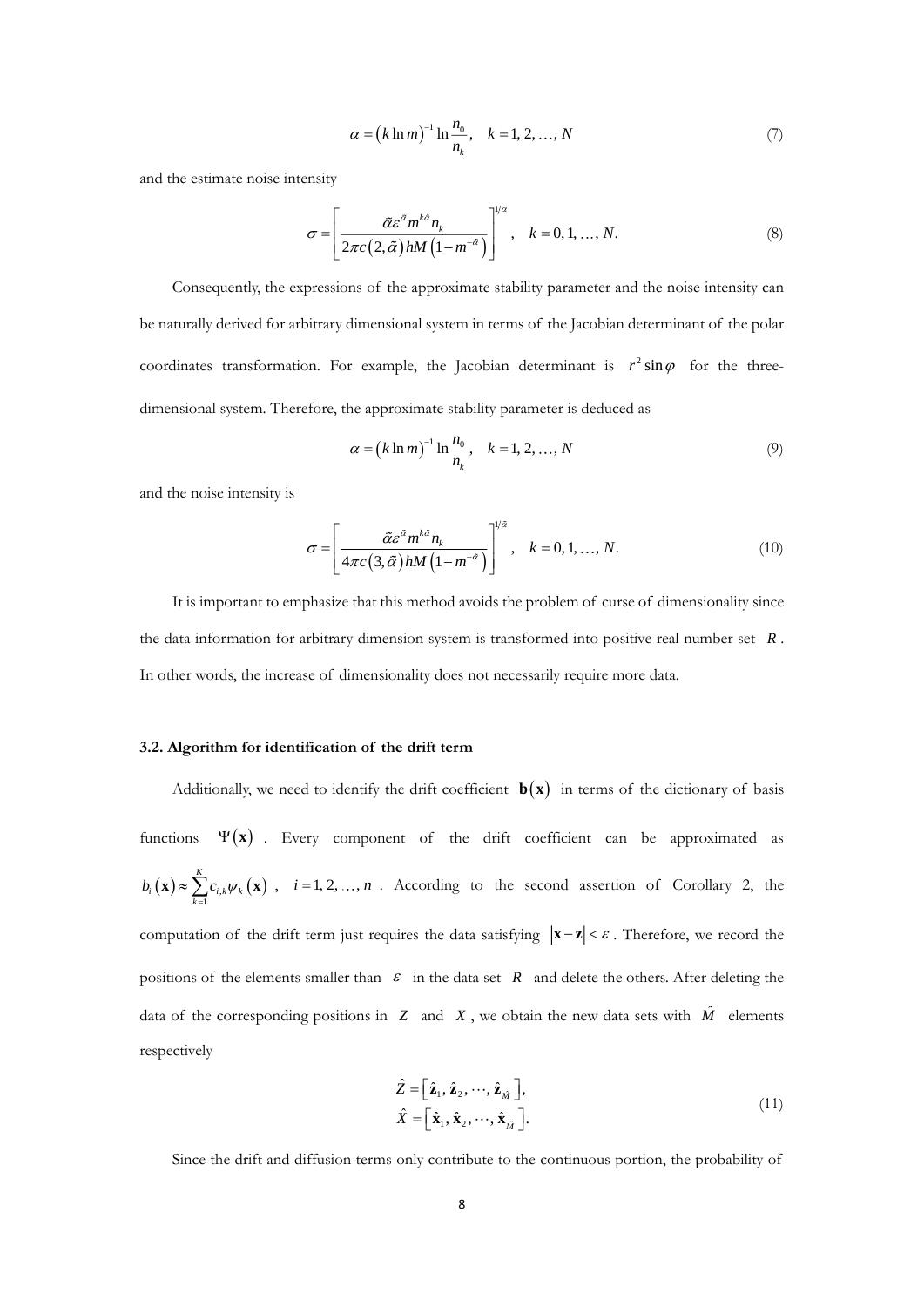$$\alpha = \left(k \ln m\right)^{-1} \ln \frac{n_0}{n_k}, \quad k = 1, 2, \ldots, N \tag{7}$$

and the estimate noise intensity

$$\sigma = \left[ \frac{\tilde{\alpha} \varepsilon^{\tilde{\alpha}} m^{k\tilde{\alpha}} n_k}{2\pi c\left(2, \tilde{\alpha}\right) h M \left(1 - m^{-\tilde{\alpha}}\right)} \right]^{1/\tilde{\alpha}}, \quad k = 0, 1, \ldots, N. \tag{8}$$

Consequently, the expressions of the approximate stability parameter and the noise intensity can be naturally derived for arbitrary dimensional system in terms of the Jacobian determinant of the polar coordinates transformation. For example, the Jacobian determinant is $r^2 \sin\varphi$ for the three-dimensional system. Therefore, the approximate stability parameter is deduced as

$$\alpha = \left(k \ln m\right)^{-1} \ln \frac{n_0}{n_k}, \quad k = 1, 2, \ldots, N \tag{9}$$

and the noise intensity is

$$\sigma = \left[ \frac{\tilde{\alpha} \varepsilon^{\tilde{\alpha}} m^{k\tilde{\alpha}} n_k}{4\pi c\left(3, \tilde{\alpha}\right) h M \left(1 - m^{-\tilde{\alpha}}\right)} \right]^{1/\tilde{\alpha}}, \quad k = 0, 1, \ldots, N. \tag{10}$$

It is important to emphasize that this method avoids the problem of curse of dimensionality since the data information for arbitrary dimension system is transformed into positive real number set $R$. In other words, the increase of dimensionality does not necessarily require more data.

### 3.2. Algorithm for identification of the drift term

Additionally, we need to identify the drift coefficient $\mathbf{b}(\mathbf{x})$ in terms of the dictionary of basis functions $\Psi(\mathbf{x})$. Every component of the drift coefficient can be approximated as $b_i(\mathbf{x}) \approx \sum_{k=1}^{K} c_{i,k} \psi_k(\mathbf{x})$, $i = 1, 2, \ldots, n$. According to the second assertion of Corollary 2, the computation of the drift term just requires the data satisfying $|\mathbf{x} - \mathbf{z}| < \varepsilon$. Therefore, we record the positions of the elements smaller than $\varepsilon$ in the data set $R$ and delete the others. After deleting the data of the corresponding positions in $Z$ and $X$, we obtain the new data sets with $\hat{M}$ elements respectively

$$\begin{aligned} \hat{Z} &= \left[ \hat{\mathbf{z}}_1, \hat{\mathbf{z}}_2, \cdots, \hat{\mathbf{z}}_{\hat{M}} \right], \\ \hat{X} &= \left[ \hat{\mathbf{x}}_1, \hat{\mathbf{x}}_2, \cdots, \hat{\mathbf{x}}_{\hat{M}} \right]. \end{aligned} \tag{11}$$

Since the drift and diffusion terms only contribute to the continuous portion, the probability of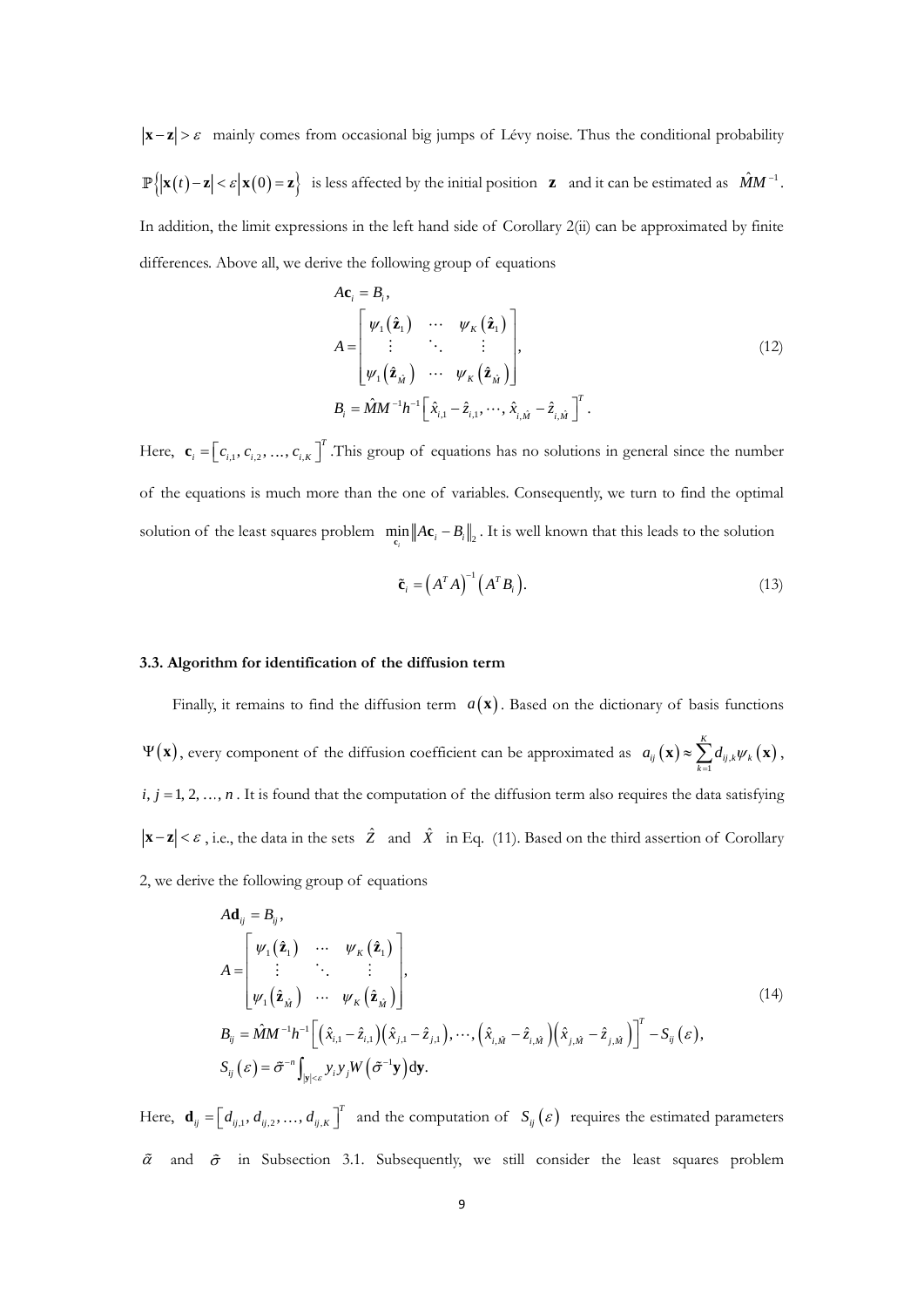$|\mathbf{x}-\mathbf{z}|>\varepsilon$ mainly comes from occasional big jumps of Lévy noise. Thus the conditional probability $\mathbb{P}\{|\mathbf{x}(t)-\mathbf{z}|<\varepsilon|\mathbf{x}(0)=\mathbf{z}\}$ is less affected by the initial position $\mathbf{z}$ and it can be estimated as $\hat{M}M^{-1}$. In addition, the limit expressions in the left hand side of Corollary 2(ii) can be approximated by finite differences. Above all, we derive the following group of equations

$$
\begin{aligned}
&A\mathbf{c}_i = B_i,\\
&A = \begin{bmatrix} \psi_1(\hat{\mathbf{z}}_1) & \cdots & \psi_K(\hat{\mathbf{z}}_1) \\ \vdots & \ddots & \vdots \\ \psi_1(\hat{\mathbf{z}}_{\hat{M}}) & \cdots & \psi_K(\hat{\mathbf{z}}_{\hat{M}}) \end{bmatrix}, \\
&B_i = \hat{M}M^{-1}h^{-1}\left[\hat{x}_{i,1}-\hat{z}_{i,1}, \cdots, \hat{x}_{i,\hat{M}}-\hat{z}_{i,\hat{M}}\right]^T.
\end{aligned} \tag{12}
$$

Here, $\mathbf{c}_i = \left[c_{i,1}, c_{i,2}, \ldots, c_{i,K}\right]^T$ .This group of equations has no solutions in general since the number of the equations is much more than the one of variables. Consequently, we turn to find the optimal solution of the least squares problem $\min_{\mathbf{c}_i}\|A\mathbf{c}_i - B_i\|_2$. It is well known that this leads to the solution

$$
\tilde{\mathbf{c}}_i = \left(A^T A\right)^{-1}\left(A^T B_i\right). \tag{13}
$$

### 3.3. Algorithm for identification of the diffusion term

Finally, it remains to find the diffusion term $a(\mathbf{x})$. Based on the dictionary of basis functions $\Psi(\mathbf{x})$, every component of the diffusion coefficient can be approximated as $a_{ij}(\mathbf{x}) \approx \sum_{k=1}^{K} d_{ij,k}\psi_k(\mathbf{x})$, $i, j = 1, 2, \ldots, n$. It is found that the computation of the diffusion term also requires the data satisfying $|\mathbf{x}-\mathbf{z}|<\varepsilon$, i.e., the data in the sets $\hat{Z}$ and $\hat{X}$ in Eq. (11). Based on the third assertion of Corollary 2, we derive the following group of equations

$$
\begin{aligned}
&A\mathbf{d}_{ij} = B_{ij},\\
&A = \begin{bmatrix} \psi_1(\hat{\mathbf{z}}_1) & \cdots & \psi_K(\hat{\mathbf{z}}_1) \\ \vdots & \ddots & \vdots \\ \psi_1(\hat{\mathbf{z}}_{\hat{M}}) & \cdots & \psi_K(\hat{\mathbf{z}}_{\hat{M}}) \end{bmatrix}, \\
&B_{ij} = \hat{M}M^{-1}h^{-1}\left[\left(\hat{x}_{i,1}-\hat{z}_{i,1}\right)\left(\hat{x}_{j,1}-\hat{z}_{j,1}\right), \cdots, \left(\hat{x}_{i,\hat{M}}-\hat{z}_{i,\hat{M}}\right)\left(\hat{x}_{j,\hat{M}}-\hat{z}_{j,\hat{M}}\right)\right]^T - S_{ij}(\varepsilon),\\
&S_{ij}(\varepsilon) = \tilde{\sigma}^{-n}\int_{|\mathbf{y}|<\varepsilon} y_i y_j W\left(\tilde{\sigma}^{-1}\mathbf{y}\right)\mathrm{d}\mathbf{y}.
\end{aligned} \tag{14}
$$

Here, $\mathbf{d}_{ij} = \left[d_{ij,1}, d_{ij,2}, \ldots, d_{ij,K}\right]^T$ and the computation of $S_{ij}(\varepsilon)$ requires the estimated parameters $\tilde{\alpha}$ and $\tilde{\sigma}$ in Subsection 3.1. Subsequently, we still consider the least squares problem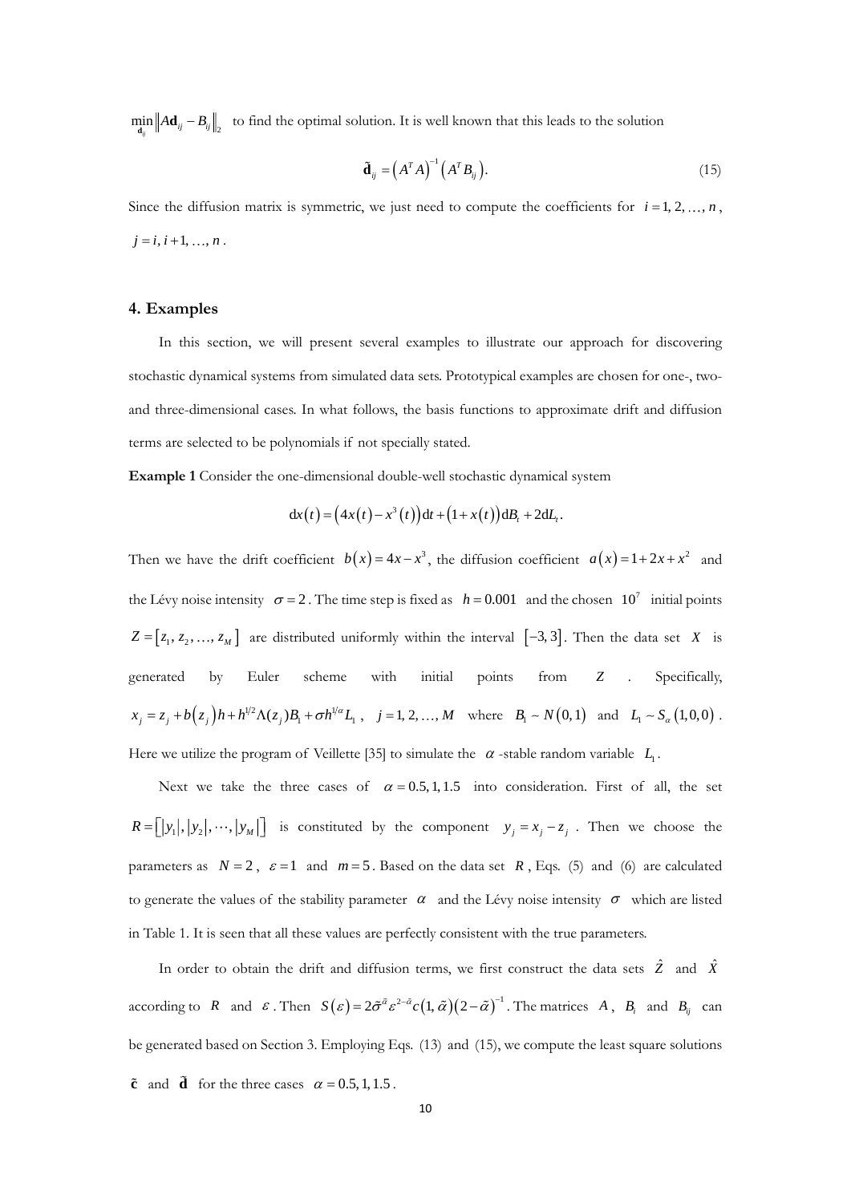$\min_{\mathbf{d}_{ij}} \left\| A\mathbf{d}_{ij} - B_{ij} \right\|_2$ to find the optimal solution. It is well known that this leads to the solution

$$\tilde{\mathbf{d}}_{ij} = \left(A^T A\right)^{-1}\left(A^T B_{ij}\right). \tag{15}$$

Since the diffusion matrix is symmetric, we just need to compute the coefficients for $i = 1, 2, \ldots, n$, $j = i, i+1, \ldots, n$.

## 4. Examples

In this section, we will present several examples to illustrate our approach for discovering stochastic dynamical systems from simulated data sets. Prototypical examples are chosen for one-, two- and three-dimensional cases. In what follows, the basis functions to approximate drift and diffusion terms are selected to be polynomials if not specially stated.

**Example 1** Consider the one-dimensional double-well stochastic dynamical system

$$\mathrm{d}x(t) = \left(4x(t) - x^3(t)\right)\mathrm{d}t + \left(1 + x(t)\right)\mathrm{d}B_t + 2\mathrm{d}L_t.$$

Then we have the drift coefficient $b(x) = 4x - x^3$, the diffusion coefficient $a(x) = 1 + 2x + x^2$ and the Lévy noise intensity $\sigma = 2$. The time step is fixed as $h = 0.001$ and the chosen $10^7$ initial points $Z = [z_1, z_2, \ldots, z_M]$ are distributed uniformly within the interval $[-3, 3]$. Then the data set $X$ is generated by Euler scheme with initial points from $Z$. Specifically, $x_j = z_j + b(z_j)h + h^{1/2}\Lambda(z_j)B_1 + \sigma h^{1/\alpha}L_1$, $j = 1, 2, \ldots, M$ where $B_1 \sim N(0,1)$ and $L_1 \sim S_\alpha(1, 0, 0)$. Here we utilize the program of Veillette [35] to simulate the $\alpha$ -stable random variable $L_1$.

Next we take the three cases of $\alpha = 0.5, 1, 1.5$ into consideration. First of all, the set $R = [|y_1|, |y_2|, \cdots, |y_M|]$ is constituted by the component $y_j = x_j - z_j$. Then we choose the parameters as $N = 2$, $\varepsilon = 1$ and $m = 5$. Based on the data set $R$, Eqs. (5) and (6) are calculated to generate the values of the stability parameter $\alpha$ and the Lévy noise intensity $\sigma$ which are listed in Table 1. It is seen that all these values are perfectly consistent with the true parameters.

In order to obtain the drift and diffusion terms, we first construct the data sets $\hat{Z}$ and $\hat{X}$ according to $R$ and $\varepsilon$. Then $S(\varepsilon) = 2\tilde{\sigma}^{\tilde{\alpha}}\varepsilon^{2-\tilde{\alpha}}c(1, \tilde{\alpha})(2-\tilde{\alpha})^{-1}$. The matrices $A$, $B_i$ and $B_{ij}$ can be generated based on Section 3. Employing Eqs. (13) and (15), we compute the least square solutions $\tilde{\mathbf{c}}$ and $\tilde{\mathbf{d}}$ for the three cases $\alpha = 0.5, 1, 1.5$.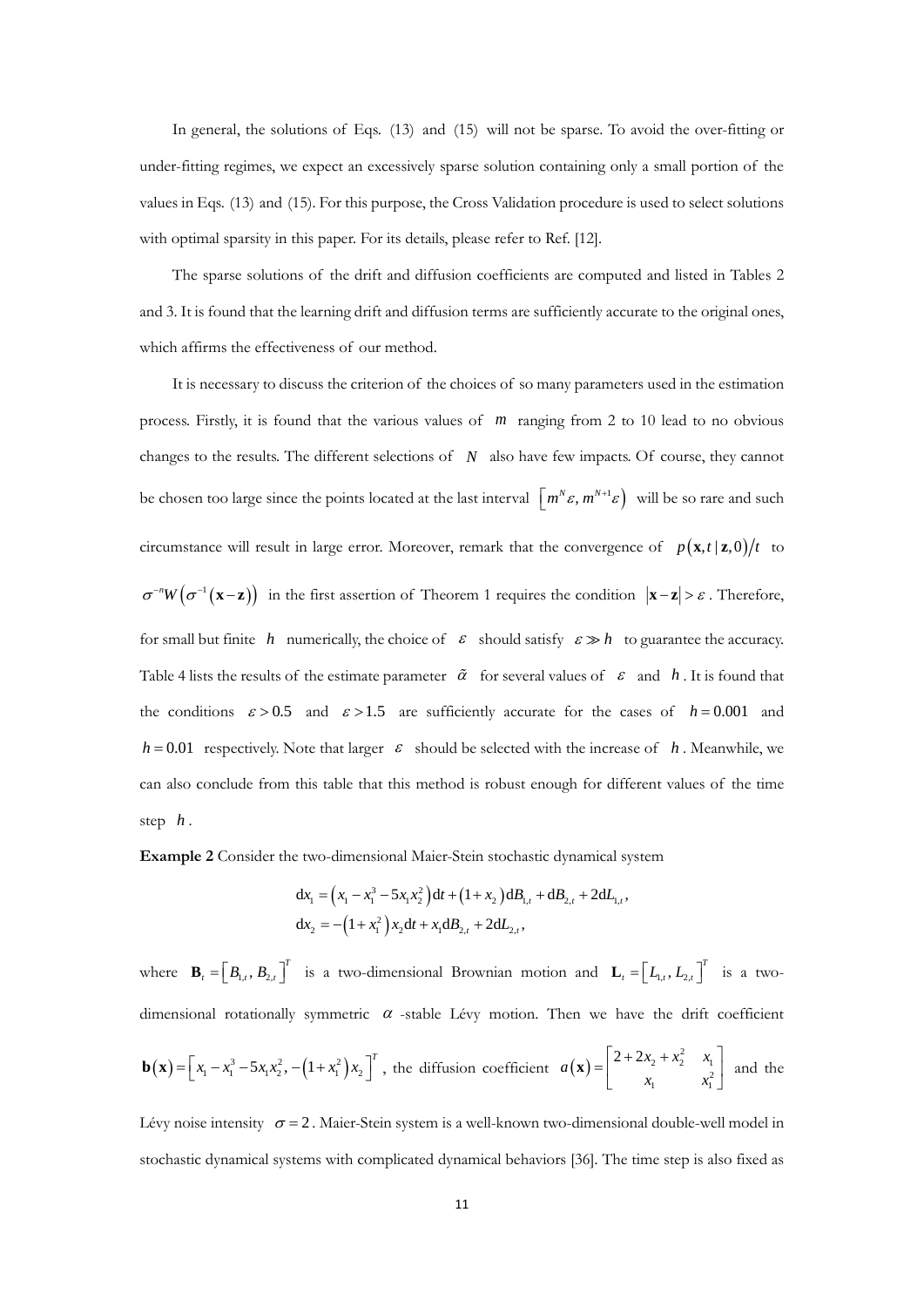In general, the solutions of Eqs. (13) and (15) will not be sparse. To avoid the over-fitting or under-fitting regimes, we expect an excessively sparse solution containing only a small portion of the values in Eqs. (13) and (15). For this purpose, the Cross Validation procedure is used to select solutions with optimal sparsity in this paper. For its details, please refer to Ref. [12].

The sparse solutions of the drift and diffusion coefficients are computed and listed in Tables 2 and 3. It is found that the learning drift and diffusion terms are sufficiently accurate to the original ones, which affirms the effectiveness of our method.

It is necessary to discuss the criterion of the choices of so many parameters used in the estimation process. Firstly, it is found that the various values of $m$ ranging from 2 to 10 lead to no obvious changes to the results. The different selections of $N$ also have few impacts. Of course, they cannot be chosen too large since the points located at the last interval $\left[m^N\varepsilon, m^{N+1}\varepsilon\right)$ will be so rare and such circumstance will result in large error. Moreover, remark that the convergence of $p(\mathbf{x},t\,|\,\mathbf{z},0)/t$ to $\sigma^{-n}W\left(\sigma^{-1}(\mathbf{x}-\mathbf{z})\right)$ in the first assertion of Theorem 1 requires the condition $|\mathbf{x}-\mathbf{z}|>\varepsilon$. Therefore, for small but finite $h$ numerically, the choice of $\varepsilon$ should satisfy $\varepsilon \gg h$ to guarantee the accuracy. Table 4 lists the results of the estimate parameter $\tilde{\alpha}$ for several values of $\varepsilon$ and $h$. It is found that the conditions $\varepsilon > 0.5$ and $\varepsilon > 1.5$ are sufficiently accurate for the cases of $h = 0.001$ and $h = 0.01$ respectively. Note that larger $\varepsilon$ should be selected with the increase of $h$. Meanwhile, we can also conclude from this table that this method is robust enough for different values of the time step $h$.

**Example 2** Consider the two-dimensional Maier-Stein stochastic dynamical system

$$
\begin{aligned}
\mathrm{d}x_1 &= \left(x_1 - x_1^3 - 5x_1x_2^2\right)\mathrm{d}t + \left(1+x_2\right)\mathrm{d}B_{1,t} + \mathrm{d}B_{2,t} + 2\mathrm{d}L_{1,t}, \\
\mathrm{d}x_2 &= -\left(1+x_1^2\right)x_2\mathrm{d}t + x_1\mathrm{d}B_{2,t} + 2\mathrm{d}L_{2,t},
\end{aligned}
$$

where $\mathbf{B}_t = \left[B_{1,t}, B_{2,t}\right]^T$ is a two-dimensional Brownian motion and $\mathbf{L}_t = \left[L_{1,t}, L_{2,t}\right]^T$ is a two-dimensional rotationally symmetric $\alpha$-stable Lévy motion. Then we have the drift coefficient $\mathbf{b}(\mathbf{x}) = \left[x_1 - x_1^3 - 5x_1x_2^2, -\left(1+x_1^2\right)x_2\right]^T$, the diffusion coefficient $a(\mathbf{x}) = \begin{bmatrix} 2+2x_2+x_2^2 & x_1 \\ x_1 & x_1^2 \end{bmatrix}$ and the Lévy noise intensity $\sigma = 2$. Maier-Stein system is a well-known two-dimensional double-well model in stochastic dynamical systems with complicated dynamical behaviors [36]. The time step is also fixed as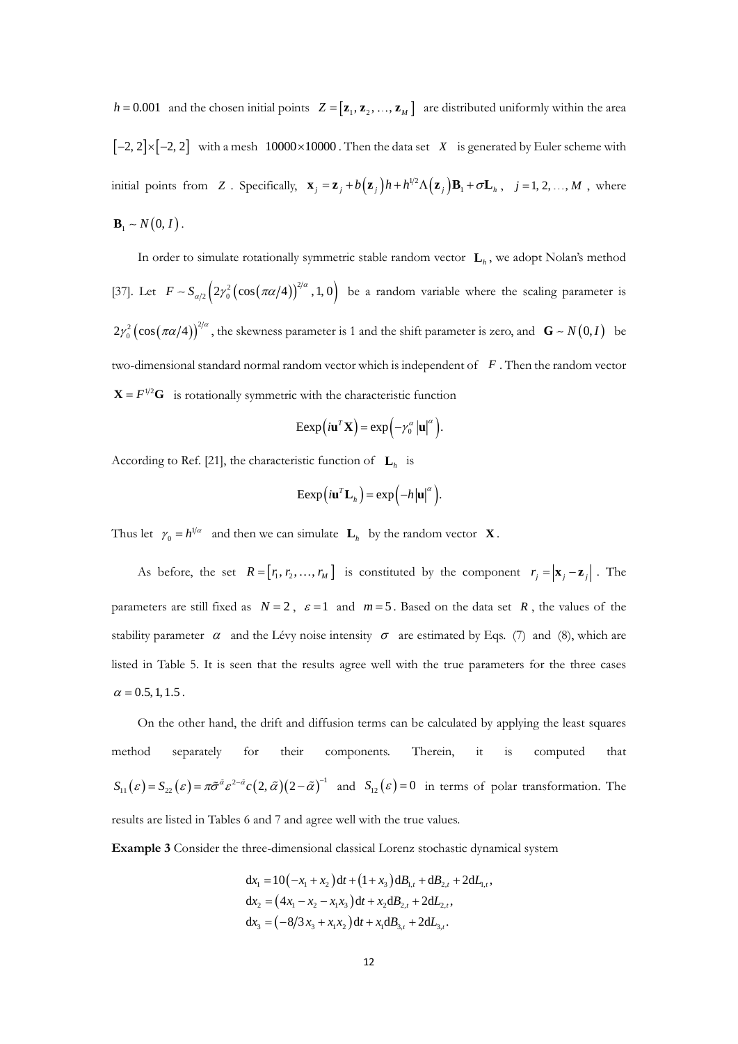$h = 0.001$ and the chosen initial points $Z = [\mathbf{z}_1, \mathbf{z}_2, \ldots, \mathbf{z}_M]$ are distributed uniformly within the area $[-2, 2] \times [-2, 2]$ with a mesh $10000 \times 10000$. Then the data set $X$ is generated by Euler scheme with initial points from $Z$. Specifically, $\mathbf{x}_j = \mathbf{z}_j + b(\mathbf{z}_j)h + h^{1/2}\Lambda(\mathbf{z}_j)\mathbf{B}_1 + \sigma \mathbf{L}_h$, $j = 1, 2, \ldots, M$, where $\mathbf{B}_1 \sim N(0, I)$.

In order to simulate rotationally symmetric stable random vector $\mathbf{L}_h$, we adopt Nolan's method [37]. Let $F \sim S_{\alpha/2}\left(2\gamma_0^2 \left(\cos(\pi\alpha/4)\right)^{2/\alpha}, 1, 0\right)$ be a random variable where the scaling parameter is $2\gamma_0^2 \left(\cos(\pi\alpha/4)\right)^{2/\alpha}$, the skewness parameter is 1 and the shift parameter is zero, and $\mathbf{G} \sim N(0, I)$ be two-dimensional standard normal random vector which is independent of $F$. Then the random vector $\mathbf{X} = F^{1/2}\mathbf{G}$ is rotationally symmetric with the characteristic function

$$\mathrm{E}\exp\left(i\mathbf{u}^T \mathbf{X}\right) = \exp\left(-\gamma_0^\alpha |\mathbf{u}|^\alpha\right).$$

According to Ref. [21], the characteristic function of $\mathbf{L}_h$ is

$$\mathrm{E}\exp\left(i\mathbf{u}^T \mathbf{L}_h\right) = \exp\left(-h|\mathbf{u}|^\alpha\right).$$

Thus let $\gamma_0 = h^{1/\alpha}$ and then we can simulate $\mathbf{L}_h$ by the random vector $\mathbf{X}$.

As before, the set $R = [r_1, r_2, \ldots, r_M]$ is constituted by the component $r_j = |\mathbf{x}_j - \mathbf{z}_j|$. The parameters are still fixed as $N = 2$, $\varepsilon = 1$ and $m = 5$. Based on the data set $R$, the values of the stability parameter $\alpha$ and the Lévy noise intensity $\sigma$ are estimated by Eqs. (7) and (8), which are listed in Table 5. It is seen that the results agree well with the true parameters for the three cases $\alpha = 0.5, 1, 1.5$.

On the other hand, the drift and diffusion terms can be calculated by applying the least squares method separately for their components. Therein, it is computed that $S_{11}(\varepsilon) = S_{22}(\varepsilon) = \pi\tilde{\sigma}^{\tilde{\alpha}}\varepsilon^{2-\tilde{\alpha}}c(2, \tilde{\alpha})(2-\tilde{\alpha})^{-1}$ and $S_{12}(\varepsilon) = 0$ in terms of polar transformation. The results are listed in Tables 6 and 7 and agree well with the true values.

**Example 3** Consider the three-dimensional classical Lorenz stochastic dynamical system

$$
\begin{aligned}
\mathrm{d}x_1 &= 10(-x_1 + x_2)\mathrm{d}t + (1 + x_3)\mathrm{d}B_{1,t} + \mathrm{d}B_{2,t} + 2\mathrm{d}L_{1,t}, \\
\mathrm{d}x_2 &= (4x_1 - x_2 - x_1 x_3)\mathrm{d}t + x_2 \mathrm{d}B_{2,t} + 2\mathrm{d}L_{2,t}, \\
\mathrm{d}x_3 &= (-8/3\, x_3 + x_1 x_2)\mathrm{d}t + x_1 \mathrm{d}B_{3,t} + 2\mathrm{d}L_{3,t}.
\end{aligned}
$$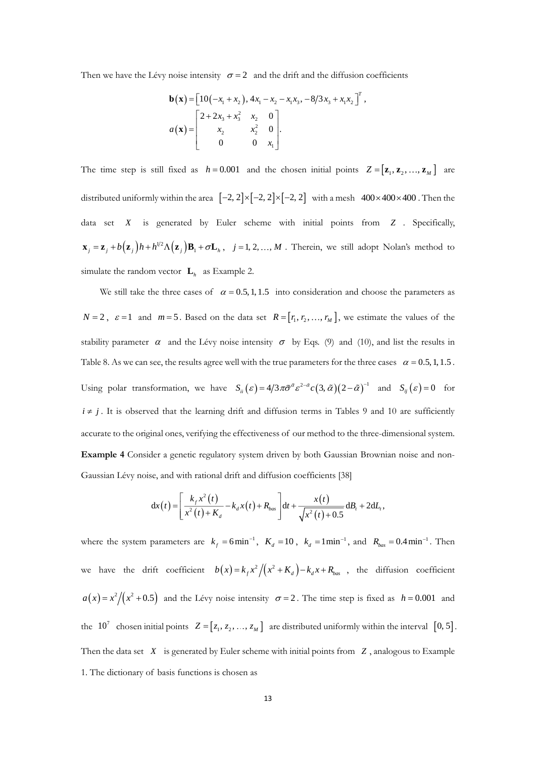Then we have the Lévy noise intensity $\sigma = 2$ and the drift and the diffusion coefficients

$$\mathbf{b}(\mathbf{x}) = \left[10(-x_1 + x_2),\ 4x_1 - x_2 - x_1 x_3,\ -8/3 x_3 + x_1 x_2\right]^T,$$

$$a(\mathbf{x}) = \begin{bmatrix} 2 + 2x_3 + x_3^2 & x_2 & 0 \\ x_2 & x_2^2 & 0 \\ 0 & 0 & x_1 \end{bmatrix}.$$

The time step is still fixed as $h = 0.001$ and the chosen initial points $Z = [\mathbf{z}_1, \mathbf{z}_2, \ldots, \mathbf{z}_M]$ are distributed uniformly within the area $[-2, 2]\times[-2, 2]\times[-2, 2]$ with a mesh $400\times400\times400$. Then the data set $X$ is generated by Euler scheme with initial points from $Z$. Specifically, $\mathbf{x}_j = \mathbf{z}_j + b(\mathbf{z}_j)h + h^{1/2}\Lambda(\mathbf{z}_j)\mathbf{B}_1 + \sigma\mathbf{L}_h$, $j = 1, 2, \ldots, M$. Therein, we still adopt Nolan's method to simulate the random vector $\mathbf{L}_h$ as Example 2.

We still take the three cases of $\alpha = 0.5, 1, 1.5$ into consideration and choose the parameters as $N = 2$, $\varepsilon = 1$ and $m = 5$. Based on the data set $R = [r_1, r_2, \ldots, r_M]$, we estimate the values of the stability parameter $\alpha$ and the Lévy noise intensity $\sigma$ by Eqs. (9) and (10), and list the results in Table 8. As we can see, the results agree well with the true parameters for the three cases $\alpha = 0.5, 1, 1.5$. Using polar transformation, we have $S_{ii}(\varepsilon) = 4/3\pi\tilde{\sigma}^{\alpha}\varepsilon^{2-\alpha}c(3, \tilde{\alpha})(2-\tilde{\alpha})^{-1}$ and $S_{ij}(\varepsilon) = 0$ for $i \neq j$. It is observed that the learning drift and diffusion terms in Tables 9 and 10 are sufficiently accurate to the original ones, verifying the effectiveness of our method to the three-dimensional system.

**Example 4** Consider a genetic regulatory system driven by both Gaussian Brownian noise and non-Gaussian Lévy noise, and with rational drift and diffusion coefficients [38]

$$\mathrm{d}x(t) = \left[\frac{k_f x^2(t)}{x^2(t) + K_d} - k_d x(t) + R_{bas}\right]\mathrm{d}t + \frac{x(t)}{\sqrt{x^2(t) + 0.5}}\mathrm{d}B_t + 2\mathrm{d}L_t,$$

where the system parameters are $k_f = 6\,\mathrm{min}^{-1}$, $K_d = 10$, $k_d = 1\,\mathrm{min}^{-1}$, and $R_{bas} = 0.4\,\mathrm{min}^{-1}$. Then we have the drift coefficient $b(x) = k_f x^2/(x^2 + K_d) - k_d x + R_{bas}$, the diffusion coefficient $a(x) = x^2/(x^2 + 0.5)$ and the Lévy noise intensity $\sigma = 2$. The time step is fixed as $h = 0.001$ and the $10^7$ chosen initial points $Z = [z_1, z_2, \ldots, z_M]$ are distributed uniformly within the interval $[0, 5]$. Then the data set $X$ is generated by Euler scheme with initial points from $Z$, analogous to Example 1. The dictionary of basis functions is chosen as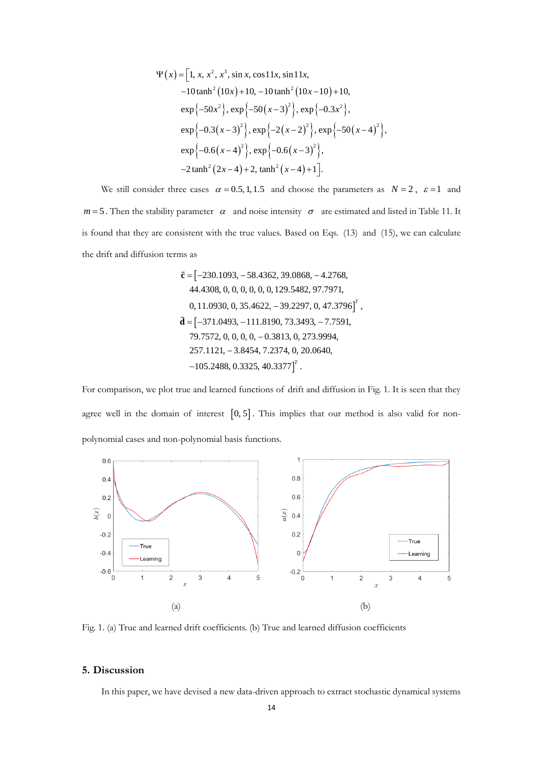$$\Psi(x) = [1, x, x^2, x^3, \sin x, \cos 11x, \sin 11x,$$
$$-10\tanh^2(10x)+10, -10\tanh^2(10x-10)+10,$$
$$\exp\{-50x^2\}, \exp\{-50(x-3)^2\}, \exp\{-0.3x^2\},$$
$$\exp\{-0.3(x-3)^2\}, \exp\{-2(x-2)^2\}, \exp\{-50(x-4)^2\},$$
$$\exp\{-0.6(x-4)^2\}, \exp\{-0.6(x-3)^2\},$$
$$-2\tanh^2(2x-4)+2, \tanh^2(x-4)+1].$$

We still consider three cases $\alpha = 0.5, 1, 1.5$ and choose the parameters as $N = 2$, $\varepsilon = 1$ and $m = 5$. Then the stability parameter $\alpha$ and noise intensity $\sigma$ are estimated and listed in Table 11. It is found that they are consistent with the true values. Based on Eqs. (13) and (15), we can calculate the drift and diffusion terms as

$$\tilde{\mathbf{c}} = [-230.1093, -58.4362, 39.0868, -4.2768,$$
$$44.4308, 0, 0, 0, 0, 0, 0, 129.5482, 97.7971,$$
$$0, 11.0930, 0, 35.4622, -39.2297, 0, 47.3796]^T,$$
$$\tilde{\mathbf{d}} = [-371.0493, -111.8190, 73.3493, -7.7591,$$
$$79.7572, 0, 0, 0, 0, -0.3813, 0, 273.9994,$$
$$257.1121, -3.8454, 7.2374, 0, 20.0640,$$
$$-105.2488, 0.3325, 40.3377]^T.$$

For comparison, we plot true and learned functions of drift and diffusion in Fig. 1. It is seen that they agree well in the domain of interest $[0, 5]$. This implies that our method is also valid for non-polynomial cases and non-polynomial basis functions.

(a) (b)

Fig. 1. (a) True and learned drift coefficients. (b) True and learned diffusion coefficients

## 5. Discussion

In this paper, we have devised a new data-driven approach to extract stochastic dynamical systems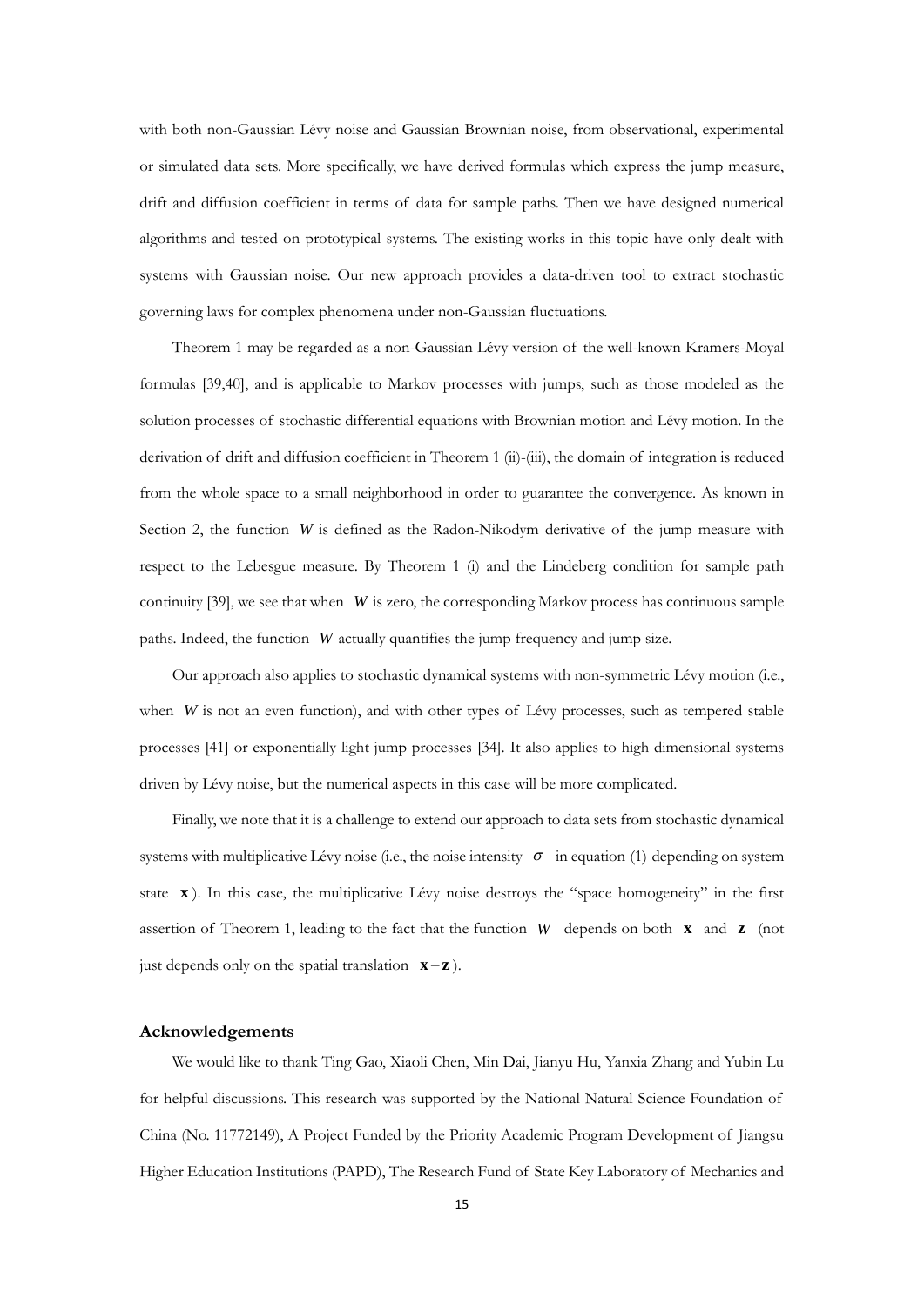with both non-Gaussian Lévy noise and Gaussian Brownian noise, from observational, experimental or simulated data sets. More specifically, we have derived formulas which express the jump measure, drift and diffusion coefficient in terms of data for sample paths. Then we have designed numerical algorithms and tested on prototypical systems. The existing works in this topic have only dealt with systems with Gaussian noise. Our new approach provides a data-driven tool to extract stochastic governing laws for complex phenomena under non-Gaussian fluctuations.

Theorem 1 may be regarded as a non-Gaussian Lévy version of the well-known Kramers-Moyal formulas [39,40], and is applicable to Markov processes with jumps, such as those modeled as the solution processes of stochastic differential equations with Brownian motion and Lévy motion. In the derivation of drift and diffusion coefficient in Theorem 1 (ii)-(iii), the domain of integration is reduced from the whole space to a small neighborhood in order to guarantee the convergence. As known in Section 2, the function $W$ is defined as the Radon-Nikodym derivative of the jump measure with respect to the Lebesgue measure. By Theorem 1 (i) and the Lindeberg condition for sample path continuity [39], we see that when $W$ is zero, the corresponding Markov process has continuous sample paths. Indeed, the function $W$ actually quantifies the jump frequency and jump size.

Our approach also applies to stochastic dynamical systems with non-symmetric Lévy motion (i.e., when $W$ is not an even function), and with other types of Lévy processes, such as tempered stable processes [41] or exponentially light jump processes [34]. It also applies to high dimensional systems driven by Lévy noise, but the numerical aspects in this case will be more complicated.

Finally, we note that it is a challenge to extend our approach to data sets from stochastic dynamical systems with multiplicative Lévy noise (i.e., the noise intensity $\sigma$ in equation (1) depending on system state $\mathbf{x}$). In this case, the multiplicative Lévy noise destroys the "space homogeneity" in the first assertion of Theorem 1, leading to the fact that the function $W$ depends on both $\mathbf{x}$ and $\mathbf{z}$ (not just depends only on the spatial translation $\mathbf{x}-\mathbf{z}$).

## Acknowledgements

We would like to thank Ting Gao, Xiaoli Chen, Min Dai, Jianyu Hu, Yanxia Zhang and Yubin Lu for helpful discussions. This research was supported by the National Natural Science Foundation of China (No. 11772149), A Project Funded by the Priority Academic Program Development of Jiangsu Higher Education Institutions (PAPD), The Research Fund of State Key Laboratory of Mechanics and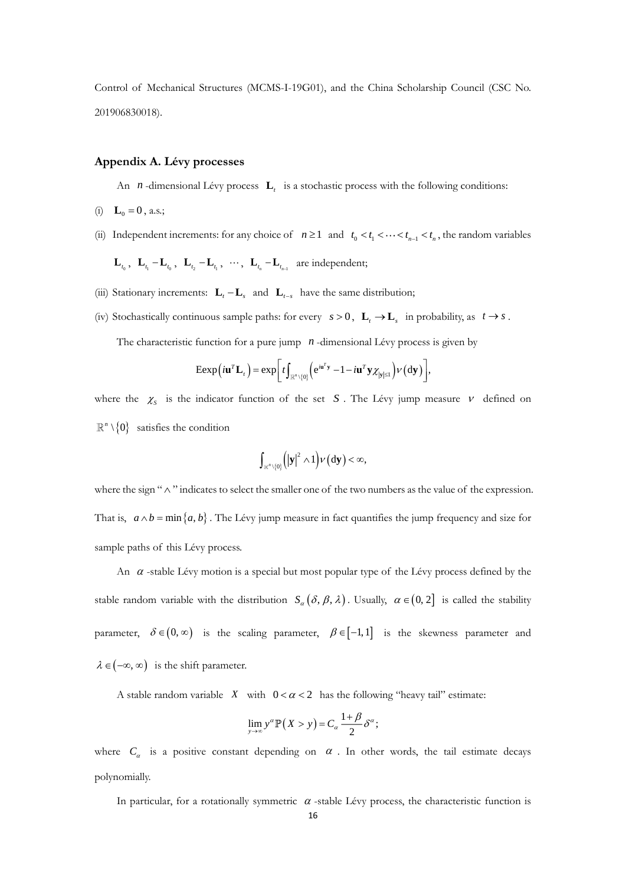Control of Mechanical Structures (MCMS-I-19G01), and the China Scholarship Council (CSC No. 201906830018).

## Appendix A. Lévy processes

An $n$-dimensional Lévy process $\mathbf{L}_t$ is a stochastic process with the following conditions:

(i) $\mathbf{L}_0 = 0$, a.s.;

(ii) Independent increments: for any choice of $n \geq 1$ and $t_0 < t_1 < \cdots < t_{n-1} < t_n$, the random variables $\mathbf{L}_{t_0}$, $\mathbf{L}_{t_1} - \mathbf{L}_{t_0}$, $\mathbf{L}_{t_2} - \mathbf{L}_{t_1}$, $\cdots$, $\mathbf{L}_{t_n} - \mathbf{L}_{t_{n-1}}$ are independent;

(iii) Stationary increments: $\mathbf{L}_t - \mathbf{L}_s$ and $\mathbf{L}_{t-s}$ have the same distribution;

(iv) Stochastically continuous sample paths: for every $s > 0$, $\mathbf{L}_t \to \mathbf{L}_s$ in probability, as $t \to s$.

The characteristic function for a pure jump $n$-dimensional Lévy process is given by

$$\mathrm{E}\exp\left(i\mathbf{u}^T\mathbf{L}_t\right) = \exp\left[t\int_{\mathbb{R}^n\setminus\{0\}}\left(\mathrm{e}^{i\mathbf{u}^T\mathbf{y}} - 1 - i\mathbf{u}^T\mathbf{y}\chi_{|\mathbf{y}|\leq 1}\right)\nu(\mathrm{d}\mathbf{y})\right],$$

where the $\chi_S$ is the indicator function of the set $S$. The Lévy jump measure $\nu$ defined on $\mathbb{R}^n\setminus\{0\}$ satisfies the condition

$$\int_{\mathbb{R}^n\setminus\{0\}}\left(|\mathbf{y}|^2 \wedge 1\right)\nu(\mathrm{d}\mathbf{y}) < \infty,$$

where the sign "$\wedge$" indicates to select the smaller one of the two numbers as the value of the expression. That is, $a \wedge b = \min\{a, b\}$. The Lévy jump measure in fact quantifies the jump frequency and size for sample paths of this Lévy process.

An $\alpha$-stable Lévy motion is a special but most popular type of the Lévy process defined by the stable random variable with the distribution $S_\alpha(\delta, \beta, \lambda)$. Usually, $\alpha \in (0, 2]$ is called the stability parameter, $\delta \in (0, \infty)$ is the scaling parameter, $\beta \in [-1, 1]$ is the skewness parameter and $\lambda \in (-\infty, \infty)$ is the shift parameter.

A stable random variable $X$ with $0 < \alpha < 2$ has the following "heavy tail" estimate:

$$\lim_{y\to\infty} y^\alpha \mathbb{P}(X > y) = C_\alpha \frac{1+\beta}{2}\delta^\alpha;$$

where $C_\alpha$ is a positive constant depending on $\alpha$. In other words, the tail estimate decays polynomially.

In particular, for a rotationally symmetric $\alpha$-stable Lévy process, the characteristic function is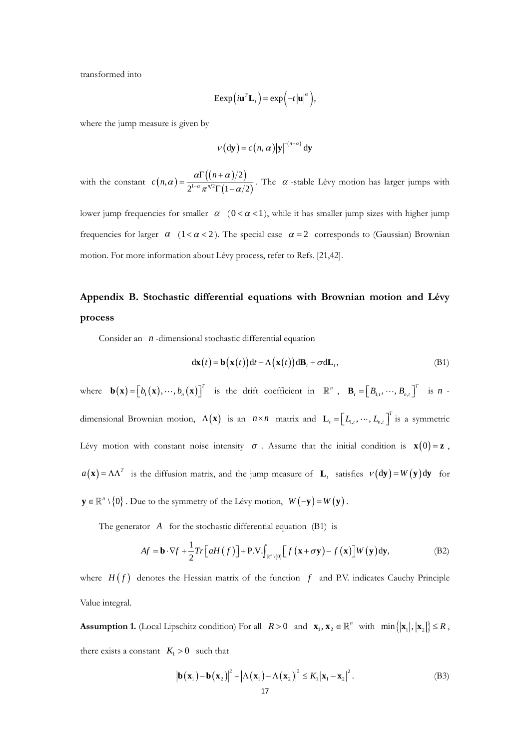transformed into

$$\mathrm{E}\exp\left(i\mathbf{u}^T\mathbf{L}_t\right)=\exp\left(-t|\mathbf{u}|^{\alpha}\right),$$

where the jump measure is given by

$$\nu(\mathrm{d}\mathbf{y})=c(n,\alpha)|\mathbf{y}|^{-(n+\alpha)}\,\mathrm{d}\mathbf{y}$$

with the constant $c(n,\alpha)=\dfrac{\alpha\Gamma\left((n+\alpha)/2\right)}{2^{1-\alpha}\pi^{n/2}\Gamma(1-\alpha/2)}$. The $\alpha$-stable Lévy motion has larger jumps with lower jump frequencies for smaller $\alpha$ ($0<\alpha<1$), while it has smaller jump sizes with higher jump frequencies for larger $\alpha$ ($1<\alpha<2$). The special case $\alpha=2$ corresponds to (Gaussian) Brownian motion. For more information about Lévy process, refer to Refs. [21,42].

## Appendix B. Stochastic differential equations with Brownian motion and Lévy process

Consider an $n$-dimensional stochastic differential equation

$$\mathrm{d}\mathbf{x}(t)=\mathbf{b}\left(\mathbf{x}(t)\right)\mathrm{d}t+\Lambda\left(\mathbf{x}(t)\right)\mathrm{d}\mathbf{B}_t+\sigma\mathrm{d}\mathbf{L}_t, \tag{B1}$$

where $\mathbf{b}(\mathbf{x})=\left[b_1(\mathbf{x}),\cdots,b_n(\mathbf{x})\right]^T$ is the drift coefficient in $\mathbb{R}^n$, $\mathbf{B}_t=\left[B_{1,t},\cdots,B_{n,t}\right]^T$ is $n$-dimensional Brownian motion, $\Lambda(\mathbf{x})$ is an $n\times n$ matrix and $\mathbf{L}_t=\left[L_{1,t},\cdots,L_{n,t}\right]^T$ is a symmetric Lévy motion with constant noise intensity $\sigma$. Assume that the initial condition is $\mathbf{x}(0)=\mathbf{z}$, $a(\mathbf{x})=\Lambda\Lambda^T$ is the diffusion matrix, and the jump measure of $\mathbf{L}_t$ satisfies $\nu(\mathrm{d}\mathbf{y})=W(\mathbf{y})\mathrm{d}\mathbf{y}$ for $\mathbf{y}\in\mathbb{R}^n\setminus\{0\}$. Due to the symmetry of the Lévy motion, $W(-\mathbf{y})=W(\mathbf{y})$.

The generator $A$ for the stochastic differential equation (B1) is

$$Af=\mathbf{b}\cdot\nabla f+\frac{1}{2}Tr\left[aH(f)\right]+\mathrm{P.V.}\int_{\mathbb{R}^n\setminus\{0\}}\left[f(\mathbf{x}+\sigma\mathbf{y})-f(\mathbf{x})\right]W(\mathbf{y})\mathrm{d}\mathbf{y}, \tag{B2}$$

where $H(f)$ denotes the Hessian matrix of the function $f$ and P.V. indicates Cauchy Principle Value integral.

**Assumption 1.** (Local Lipschitz condition) For all $R>0$ and $\mathbf{x}_1,\mathbf{x}_2\in\mathbb{R}^n$ with $\min\{|\mathbf{x}_1|,|\mathbf{x}_2|\}\le R$, there exists a constant $K_1>0$ such that

$$\left|\mathbf{b}(\mathbf{x}_1)-\mathbf{b}(\mathbf{x}_2)\right|^2+\left|\Lambda(\mathbf{x}_1)-\Lambda(\mathbf{x}_2)\right|^2\le K_1\left|\mathbf{x}_1-\mathbf{x}_2\right|^2. \tag{B3}$$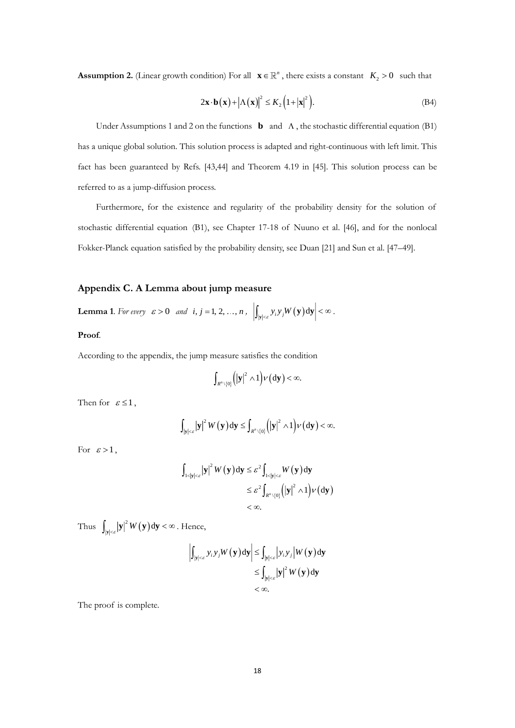**Assumption 2.** (Linear growth condition) For all $\mathbf{x} \in \mathbb{R}^n$, there exists a constant $K_2 > 0$ such that

$$2\mathbf{x} \cdot \mathbf{b}(\mathbf{x}) + |\Lambda(\mathbf{x})|^2 \leq K_2 \left(1 + |\mathbf{x}|^2\right). \tag{B4}$$

Under Assumptions 1 and 2 on the functions $\mathbf{b}$ and $\Lambda$, the stochastic differential equation (B1) has a unique global solution. This solution process is adapted and right-continuous with left limit. This fact has been guaranteed by Refs. [43,44] and Theorem 4.19 in [45]. This solution process can be referred to as a jump-diffusion process.

Furthermore, for the existence and regularity of the probability density for the solution of stochastic differential equation (B1), see Chapter 17-18 of Nuuno et al. [46], and for the nonlocal Fokker-Planck equation satisfied by the probability density, see Duan [21] and Sun et al. [47–49].

## Appendix C. A Lemma about jump measure

**Lemma 1**. *For every* $\varepsilon > 0$ *and* $i, j = 1, 2, \ldots, n$, $\left| \int_{|\mathbf{y}|<\varepsilon} y_i y_j W(\mathbf{y}) \mathrm{d}\mathbf{y} \right| < \infty$.

**Proof**.

According to the appendix, the jump measure satisfies the condition

$$\int_{R^n \setminus \{0\}} \left(|\mathbf{y}|^2 \wedge 1\right) \nu(\mathrm{d}\mathbf{y}) < \infty.$$

Then for $\varepsilon \leq 1$,

$$\int_{|\mathbf{y}|<\varepsilon} |\mathbf{y}|^2 W(\mathbf{y}) \mathrm{d}\mathbf{y} \leq \int_{R^n \setminus \{0\}} \left(|\mathbf{y}|^2 \wedge 1\right) \nu(\mathrm{d}\mathbf{y}) < \infty.$$

For $\varepsilon > 1$,

$$\begin{aligned}
\int_{1<|\mathbf{y}|<\varepsilon} |\mathbf{y}|^2 W(\mathbf{y}) \mathrm{d}\mathbf{y} &\leq \varepsilon^2 \int_{1<|\mathbf{y}|<\varepsilon} W(\mathbf{y}) \mathrm{d}\mathbf{y} \\
&\leq \varepsilon^2 \int_{R^n \setminus \{0\}} \left(|\mathbf{y}|^2 \wedge 1\right) \nu(\mathrm{d}\mathbf{y}) \\
&< \infty.
\end{aligned}$$

Thus $\int_{|\mathbf{y}|<\varepsilon} |\mathbf{y}|^2 W(\mathbf{y}) \mathrm{d}\mathbf{y} < \infty$. Hence,

$$\begin{aligned}
\left| \int_{|\mathbf{y}|<\varepsilon} y_i y_j W(\mathbf{y}) \mathrm{d}\mathbf{y} \right| &\leq \int_{|\mathbf{y}|<\varepsilon} |y_i y_j| W(\mathbf{y}) \mathrm{d}\mathbf{y} \\
&\leq \int_{|\mathbf{y}|<\varepsilon} |\mathbf{y}|^2 W(\mathbf{y}) \mathrm{d}\mathbf{y} \\
&< \infty.
\end{aligned}$$

The proof is complete.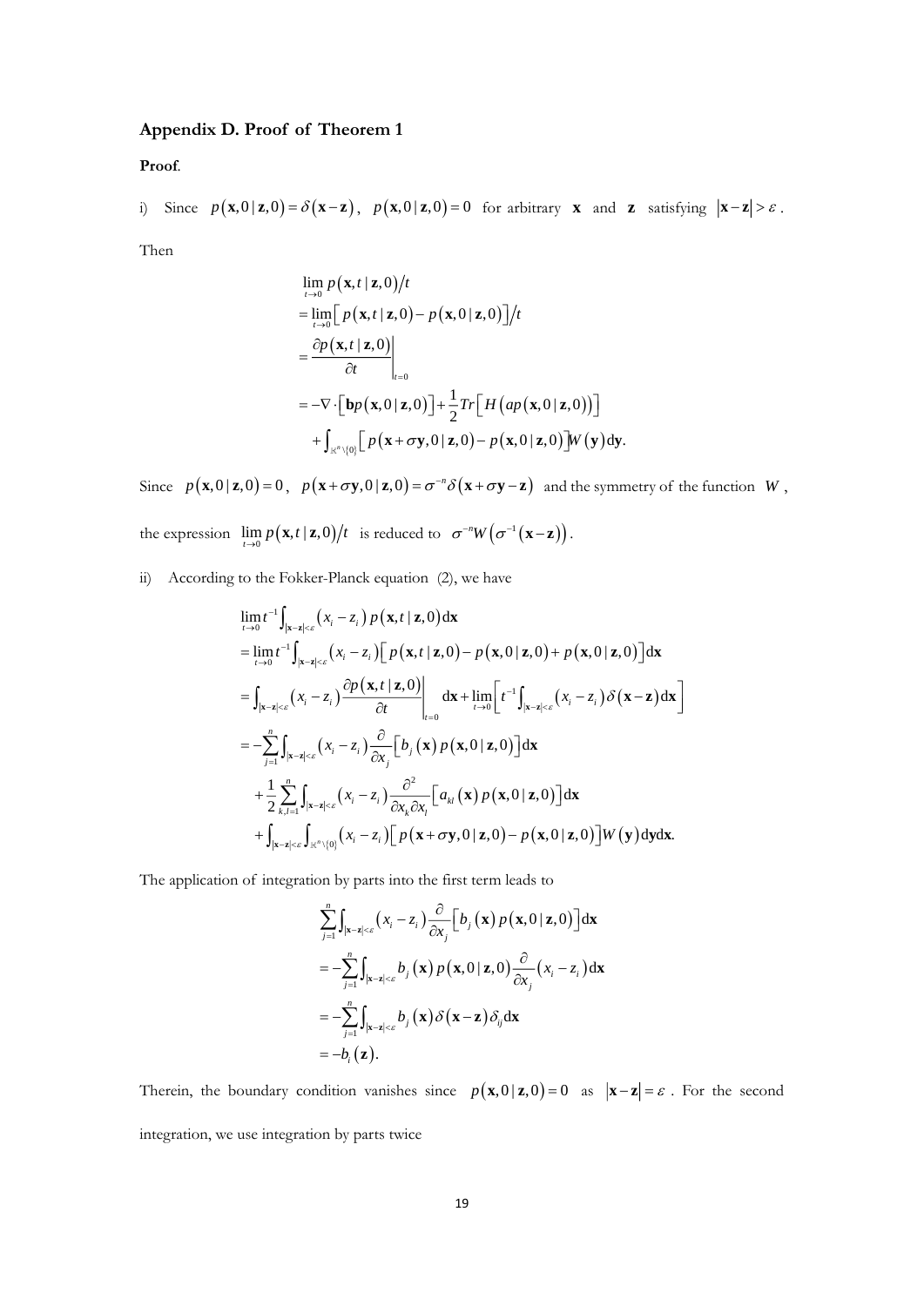## Appendix D. Proof of Theorem 1

**Proof**.

i) Since $p(\mathbf{x},0 \mid \mathbf{z},0)=\delta(\mathbf{x}-\mathbf{z})$, $p(\mathbf{x},0 \mid \mathbf{z},0)=0$ for arbitrary $\mathbf{x}$ and $\mathbf{z}$ satisfying $|\mathbf{x}-\mathbf{z}|>\varepsilon$.

Then

$$
\begin{aligned}
&\lim_{t\to 0} p(\mathbf{x},t \mid \mathbf{z},0)/t \\
&=\lim_{t\to 0}\left[p(\mathbf{x},t \mid \mathbf{z},0)-p(\mathbf{x},0 \mid \mathbf{z},0)\right]/t \\
&=\left.\frac{\partial p(\mathbf{x},t \mid \mathbf{z},0)}{\partial t}\right|_{t=0} \\
&=-\nabla\cdot\left[\mathbf{b}p(\mathbf{x},0 \mid \mathbf{z},0)\right]+\frac{1}{2}Tr\left[H\left(ap(\mathbf{x},0 \mid \mathbf{z},0)\right)\right] \\
&\quad+\int_{\mathbb{R}^n\setminus\{0\}}\left[p(\mathbf{x}+\sigma\mathbf{y},0 \mid \mathbf{z},0)-p(\mathbf{x},0 \mid \mathbf{z},0)\right]W(\mathbf{y})\mathrm{d}\mathbf{y}.
\end{aligned}
$$

Since $p(\mathbf{x},0 \mid \mathbf{z},0)=0$, $p(\mathbf{x}+\sigma\mathbf{y},0 \mid \mathbf{z},0)=\sigma^{-n}\delta(\mathbf{x}+\sigma\mathbf{y}-\mathbf{z})$ and the symmetry of the function $W$, the expression $\lim_{t\to 0} p(\mathbf{x},t \mid \mathbf{z},0)/t$ is reduced to $\sigma^{-n}W\left(\sigma^{-1}(\mathbf{x}-\mathbf{z})\right)$.

ii) According to the Fokker-Planck equation (2), we have

$$
\begin{aligned}
&\lim_{t\to 0} t^{-1}\int_{|\mathbf{x}-\mathbf{z}|<\varepsilon}(x_i-z_i)\,p(\mathbf{x},t \mid \mathbf{z},0)\mathrm{d}\mathbf{x} \\
&=\lim_{t\to 0} t^{-1}\int_{|\mathbf{x}-\mathbf{z}|<\varepsilon}(x_i-z_i)\left[p(\mathbf{x},t \mid \mathbf{z},0)-p(\mathbf{x},0 \mid \mathbf{z},0)+p(\mathbf{x},0 \mid \mathbf{z},0)\right]\mathrm{d}\mathbf{x} \\
&=\int_{|\mathbf{x}-\mathbf{z}|<\varepsilon}(x_i-z_i)\left.\frac{\partial p(\mathbf{x},t \mid \mathbf{z},0)}{\partial t}\right|_{t=0}\mathrm{d}\mathbf{x}+\lim_{t\to 0}\left[t^{-1}\int_{|\mathbf{x}-\mathbf{z}|<\varepsilon}(x_i-z_i)\,\delta(\mathbf{x}-\mathbf{z})\mathrm{d}\mathbf{x}\right] \\
&=-\sum_{j=1}^{n}\int_{|\mathbf{x}-\mathbf{z}|<\varepsilon}(x_i-z_i)\frac{\partial}{\partial x_j}\left[b_j(\mathbf{x})\,p(\mathbf{x},0 \mid \mathbf{z},0)\right]\mathrm{d}\mathbf{x} \\
&\quad+\frac{1}{2}\sum_{k,l=1}^{n}\int_{|\mathbf{x}-\mathbf{z}|<\varepsilon}(x_i-z_i)\frac{\partial^2}{\partial x_k\partial x_l}\left[a_{kl}(\mathbf{x})\,p(\mathbf{x},0 \mid \mathbf{z},0)\right]\mathrm{d}\mathbf{x} \\
&\quad+\int_{|\mathbf{x}-\mathbf{z}|<\varepsilon}\int_{\mathbb{R}^n\setminus\{0\}}(x_i-z_i)\left[p(\mathbf{x}+\sigma\mathbf{y},0 \mid \mathbf{z},0)-p(\mathbf{x},0 \mid \mathbf{z},0)\right]W(\mathbf{y})\mathrm{d}\mathbf{y}\mathrm{d}\mathbf{x}.
\end{aligned}
$$

The application of integration by parts into the first term leads to

$$
\begin{aligned}
&\sum_{j=1}^{n}\int_{|\mathbf{x}-\mathbf{z}|<\varepsilon}(x_i-z_i)\frac{\partial}{\partial x_j}\left[b_j(\mathbf{x})\,p(\mathbf{x},0 \mid \mathbf{z},0)\right]\mathrm{d}\mathbf{x} \\
&=-\sum_{j=1}^{n}\int_{|\mathbf{x}-\mathbf{z}|<\varepsilon}b_j(\mathbf{x})\,p(\mathbf{x},0 \mid \mathbf{z},0)\frac{\partial}{\partial x_j}(x_i-z_i)\mathrm{d}\mathbf{x} \\
&=-\sum_{j=1}^{n}\int_{|\mathbf{x}-\mathbf{z}|<\varepsilon}b_j(\mathbf{x})\,\delta(\mathbf{x}-\mathbf{z})\,\delta_{ij}\mathrm{d}\mathbf{x} \\
&=-b_i(\mathbf{z}).
\end{aligned}
$$

Therein, the boundary condition vanishes since $p(\mathbf{x},0 \mid \mathbf{z},0)=0$ as $|\mathbf{x}-\mathbf{z}|=\varepsilon$. For the second integration, we use integration by parts twice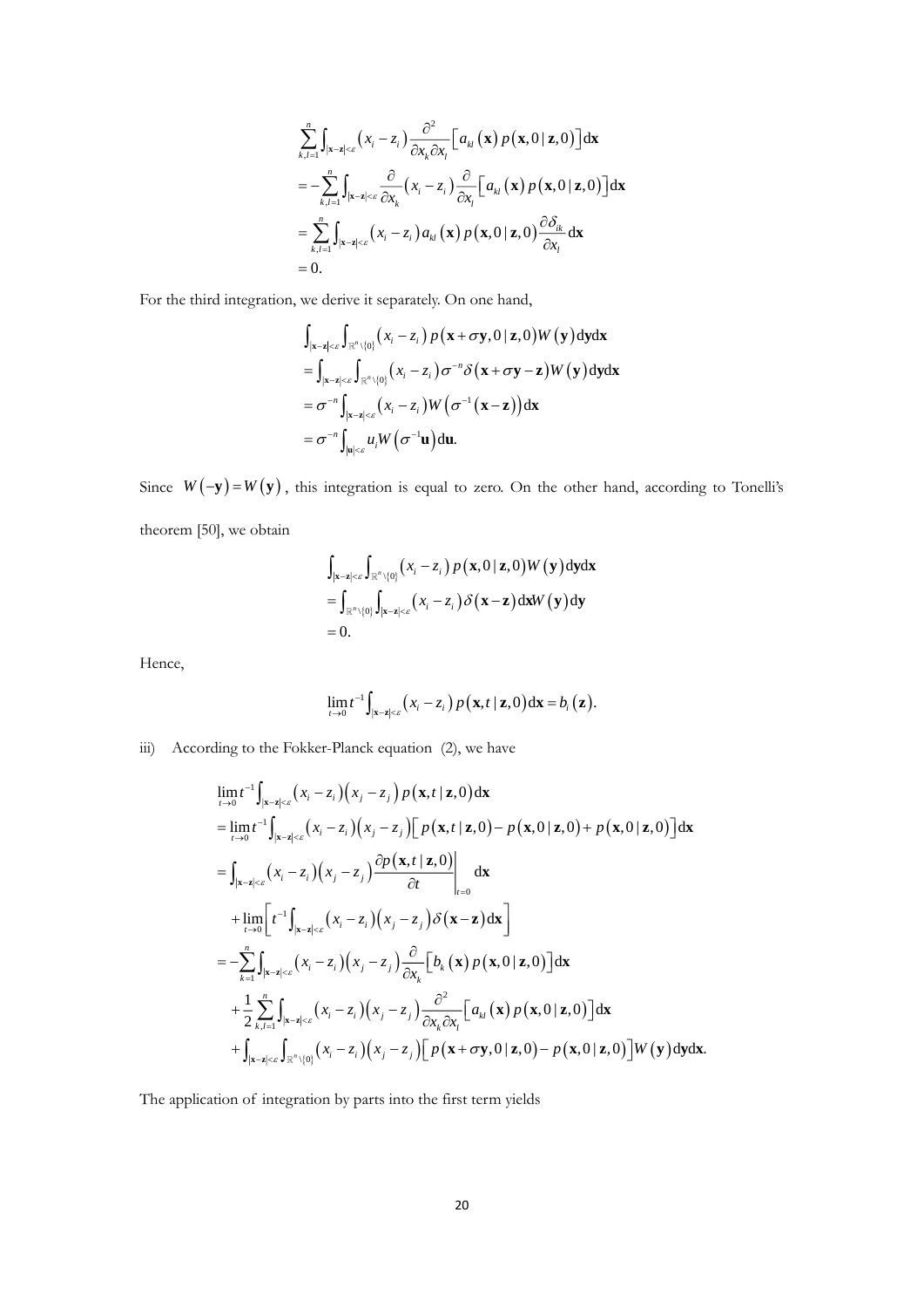$$
\begin{aligned}
&\sum_{k,l=1}^{n}\int_{|\mathbf{x}-\mathbf{z}|<\varepsilon}\left(x_i-z_i\right)\frac{\partial^2}{\partial x_k \partial x_l}\left[a_{kl}\left(\mathbf{x}\right)p\left(\mathbf{x},0\,|\,\mathbf{z},0\right)\right]\mathrm{d}\mathbf{x}\\
&=-\sum_{k,l=1}^{n}\int_{|\mathbf{x}-\mathbf{z}|<\varepsilon}\frac{\partial}{\partial x_k}\left(x_i-z_i\right)\frac{\partial}{\partial x_l}\left[a_{kl}\left(\mathbf{x}\right)p\left(\mathbf{x},0\,|\,\mathbf{z},0\right)\right]\mathrm{d}\mathbf{x}\\
&=\sum_{k,l=1}^{n}\int_{|\mathbf{x}-\mathbf{z}|<\varepsilon}\left(x_i-z_i\right)a_{kl}\left(\mathbf{x}\right)p\left(\mathbf{x},0\,|\,\mathbf{z},0\right)\frac{\partial \delta_{ik}}{\partial x_l}\mathrm{d}\mathbf{x}\\
&=0.
\end{aligned}
$$

For the third integration, we derive it separately. On one hand,

$$
\begin{aligned}
&\int_{|\mathbf{x}-\mathbf{z}|<\varepsilon}\int_{\mathbb{R}^n\setminus\{0\}}\left(x_i-z_i\right)p\left(\mathbf{x}+\sigma\mathbf{y},0\,|\,\mathbf{z},0\right)W\left(\mathbf{y}\right)\mathrm{d}\mathbf{y}\mathrm{d}\mathbf{x}\\
&=\int_{|\mathbf{x}-\mathbf{z}|<\varepsilon}\int_{\mathbb{R}^n\setminus\{0\}}\left(x_i-z_i\right)\sigma^{-n}\delta\left(\mathbf{x}+\sigma\mathbf{y}-\mathbf{z}\right)W\left(\mathbf{y}\right)\mathrm{d}\mathbf{y}\mathrm{d}\mathbf{x}\\
&=\sigma^{-n}\int_{|\mathbf{x}-\mathbf{z}|<\varepsilon}\left(x_i-z_i\right)W\left(\sigma^{-1}\left(\mathbf{x}-\mathbf{z}\right)\right)\mathrm{d}\mathbf{x}\\
&=\sigma^{-n}\int_{|\mathbf{u}|<\varepsilon}u_i W\left(\sigma^{-1}\mathbf{u}\right)\mathrm{d}\mathbf{u}.
\end{aligned}
$$

Since $W\left(-\mathbf{y}\right)=W\left(\mathbf{y}\right)$, this integration is equal to zero. On the other hand, according to Tonelli's theorem [50], we obtain

$$
\begin{aligned}
&\int_{|\mathbf{x}-\mathbf{z}|<\varepsilon}\int_{\mathbb{R}^n\setminus\{0\}}\left(x_i-z_i\right)p\left(\mathbf{x},0\,|\,\mathbf{z},0\right)W\left(\mathbf{y}\right)\mathrm{d}\mathbf{y}\mathrm{d}\mathbf{x}\\
&=\int_{\mathbb{R}^n\setminus\{0\}}\int_{|\mathbf{x}-\mathbf{z}|<\varepsilon}\left(x_i-z_i\right)\delta\left(\mathbf{x}-\mathbf{z}\right)\mathrm{d}\mathbf{x}W\left(\mathbf{y}\right)\mathrm{d}\mathbf{y}\\
&=0.
\end{aligned}
$$

Hence,

$$
\lim_{t\to 0}t^{-1}\int_{|\mathbf{x}-\mathbf{z}|<\varepsilon}\left(x_i-z_i\right)p\left(\mathbf{x},t\,|\,\mathbf{z},0\right)\mathrm{d}\mathbf{x}=b_i\left(\mathbf{z}\right).
$$

iii) According to the Fokker-Planck equation (2), we have

$$
\begin{aligned}
&\lim_{t\to 0}t^{-1}\int_{|\mathbf{x}-\mathbf{z}|<\varepsilon}\left(x_i-z_i\right)\left(x_j-z_j\right)p\left(\mathbf{x},t\,|\,\mathbf{z},0\right)\mathrm{d}\mathbf{x}\\
&=\lim_{t\to 0}t^{-1}\int_{|\mathbf{x}-\mathbf{z}|<\varepsilon}\left(x_i-z_i\right)\left(x_j-z_j\right)\left[p\left(\mathbf{x},t\,|\,\mathbf{z},0\right)-p\left(\mathbf{x},0\,|\,\mathbf{z},0\right)+p\left(\mathbf{x},0\,|\,\mathbf{z},0\right)\right]\mathrm{d}\mathbf{x}\\
&=\int_{|\mathbf{x}-\mathbf{z}|<\varepsilon}\left(x_i-z_i\right)\left(x_j-z_j\right)\left.\frac{\partial p\left(\mathbf{x},t\,|\,\mathbf{z},0\right)}{\partial t}\right|_{t=0}\mathrm{d}\mathbf{x}\\
&\quad+\lim_{t\to 0}\left[t^{-1}\int_{|\mathbf{x}-\mathbf{z}|<\varepsilon}\left(x_i-z_i\right)\left(x_j-z_j\right)\delta\left(\mathbf{x}-\mathbf{z}\right)\mathrm{d}\mathbf{x}\right]\\
&=-\sum_{k=1}^{n}\int_{|\mathbf{x}-\mathbf{z}|<\varepsilon}\left(x_i-z_i\right)\left(x_j-z_j\right)\frac{\partial}{\partial x_k}\left[b_k\left(\mathbf{x}\right)p\left(\mathbf{x},0\,|\,\mathbf{z},0\right)\right]\mathrm{d}\mathbf{x}\\
&\quad+\frac{1}{2}\sum_{k,l=1}^{n}\int_{|\mathbf{x}-\mathbf{z}|<\varepsilon}\left(x_i-z_i\right)\left(x_j-z_j\right)\frac{\partial^2}{\partial x_k \partial x_l}\left[a_{kl}\left(\mathbf{x}\right)p\left(\mathbf{x},0\,|\,\mathbf{z},0\right)\right]\mathrm{d}\mathbf{x}\\
&\quad+\int_{|\mathbf{x}-\mathbf{z}|<\varepsilon}\int_{\mathbb{R}^n\setminus\{0\}}\left(x_i-z_i\right)\left(x_j-z_j\right)\left[p\left(\mathbf{x}+\sigma\mathbf{y},0\,|\,\mathbf{z},0\right)-p\left(\mathbf{x},0\,|\,\mathbf{z},0\right)\right]W\left(\mathbf{y}\right)\mathrm{d}\mathbf{y}\mathrm{d}\mathbf{x}.
\end{aligned}
$$

The application of integration by parts into the first term yields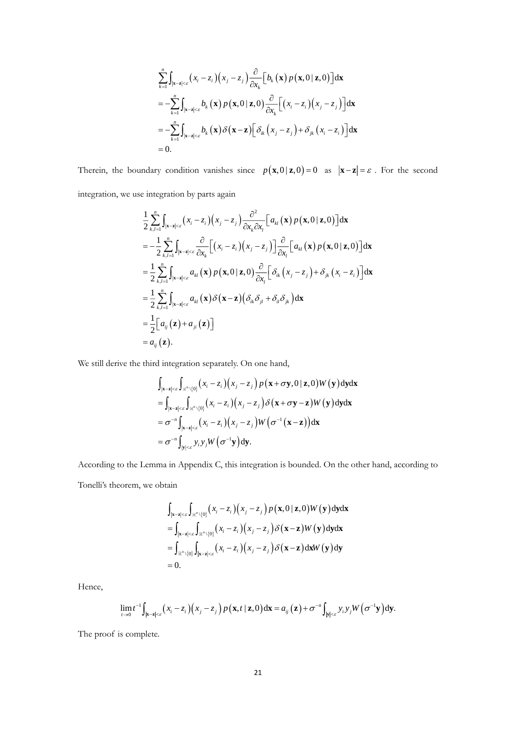$$
\begin{aligned}
&\sum_{k=1}^{n}\int_{|\mathbf{x}-\mathbf{z}|<\varepsilon}\left(x_i-z_i\right)\left(x_j-z_j\right)\frac{\partial}{\partial x_k}\left[b_k\left(\mathbf{x}\right)p\left(\mathbf{x},0\mid\mathbf{z},0\right)\right]\mathrm{d}\mathbf{x}\\
&=-\sum_{k=1}^{n}\int_{|\mathbf{x}-\mathbf{z}|<\varepsilon}b_k\left(\mathbf{x}\right)p\left(\mathbf{x},0\mid\mathbf{z},0\right)\frac{\partial}{\partial x_k}\left[\left(x_i-z_i\right)\left(x_j-z_j\right)\right]\mathrm{d}\mathbf{x}\\
&=-\sum_{k=1}^{n}\int_{|\mathbf{x}-\mathbf{z}|<\varepsilon}b_k\left(\mathbf{x}\right)\delta\left(\mathbf{x}-\mathbf{z}\right)\left[\delta_{ik}\left(x_j-z_j\right)+\delta_{jk}\left(x_i-z_i\right)\right]\mathrm{d}\mathbf{x}\\
&=0.
\end{aligned}
$$

Therein, the boundary condition vanishes since $p(\mathbf{x},0\mid\mathbf{z},0)=0$ as $|\mathbf{x}-\mathbf{z}|=\varepsilon$. For the second integration, we use integration by parts again

$$
\begin{aligned}
&\frac{1}{2}\sum_{k,l=1}^{n}\int_{|\mathbf{x}-\mathbf{z}|<\varepsilon}\left(x_i-z_i\right)\left(x_j-z_j\right)\frac{\partial^2}{\partial x_k\partial x_l}\left[a_{kl}\left(\mathbf{x}\right)p\left(\mathbf{x},0\mid\mathbf{z},0\right)\right]\mathrm{d}\mathbf{x}\\
&=-\frac{1}{2}\sum_{k,l=1}^{n}\int_{|\mathbf{x}-\mathbf{z}|<\varepsilon}\frac{\partial}{\partial x_k}\left[\left(x_i-z_i\right)\left(x_j-z_j\right)\right]\frac{\partial}{\partial x_l}\left[a_{kl}\left(\mathbf{x}\right)p\left(\mathbf{x},0\mid\mathbf{z},0\right)\right]\mathrm{d}\mathbf{x}\\
&=\frac{1}{2}\sum_{k,l=1}^{n}\int_{|\mathbf{x}-\mathbf{z}|<\varepsilon}a_{kl}\left(\mathbf{x}\right)p\left(\mathbf{x},0\mid\mathbf{z},0\right)\frac{\partial}{\partial x_l}\left[\delta_{ik}\left(x_j-z_j\right)+\delta_{jk}\left(x_i-z_i\right)\right]\mathrm{d}\mathbf{x}\\
&=\frac{1}{2}\sum_{k,l=1}^{n}\int_{|\mathbf{x}-\mathbf{z}|<\varepsilon}a_{kl}\left(\mathbf{x}\right)\delta\left(\mathbf{x}-\mathbf{z}\right)\left(\delta_{ik}\delta_{jl}+\delta_{il}\delta_{jk}\right)\mathrm{d}\mathbf{x}\\
&=\frac{1}{2}\left[a_{ij}\left(\mathbf{z}\right)+a_{ji}\left(\mathbf{z}\right)\right]\\
&=a_{ij}\left(\mathbf{z}\right).
\end{aligned}
$$

We still derive the third integration separately. On one hand,

$$
\begin{aligned}
&\int_{|\mathbf{x}-\mathbf{z}|<\varepsilon}\int_{\mathbb{R}^n\setminus\{0\}}\left(x_i-z_i\right)\left(x_j-z_j\right)p\left(\mathbf{x}+\sigma\mathbf{y},0\mid\mathbf{z},0\right)W\left(\mathbf{y}\right)\mathrm{d}\mathbf{y}\mathrm{d}\mathbf{x}\\
&=\int_{|\mathbf{x}-\mathbf{z}|<\varepsilon}\int_{\mathbb{R}^n\setminus\{0\}}\left(x_i-z_i\right)\left(x_j-z_j\right)\delta\left(\mathbf{x}+\sigma\mathbf{y}-\mathbf{z}\right)W\left(\mathbf{y}\right)\mathrm{d}\mathbf{y}\mathrm{d}\mathbf{x}\\
&=\sigma^{-n}\int_{|\mathbf{x}-\mathbf{z}|<\varepsilon}\left(x_i-z_i\right)\left(x_j-z_j\right)W\left(\sigma^{-1}\left(\mathbf{x}-\mathbf{z}\right)\right)\mathrm{d}\mathbf{x}\\
&=\sigma^{-n}\int_{|\mathbf{y}|<\varepsilon}y_iy_jW\left(\sigma^{-1}\mathbf{y}\right)\mathrm{d}\mathbf{y}.
\end{aligned}
$$

According to the Lemma in Appendix C, this integration is bounded. On the other hand, according to Tonelli's theorem, we obtain

$$
\begin{aligned}
&\int_{|\mathbf{x}-\mathbf{z}|<\varepsilon}\int_{\mathbb{R}^n\setminus\{0\}}\left(x_i-z_i\right)\left(x_j-z_j\right)p\left(\mathbf{x},0\mid\mathbf{z},0\right)W\left(\mathbf{y}\right)\mathrm{d}\mathbf{y}\mathrm{d}\mathbf{x}\\
&=\int_{|\mathbf{x}-\mathbf{z}|<\varepsilon}\int_{\mathbb{R}^n\setminus\{0\}}\left(x_i-z_i\right)\left(x_j-z_j\right)\delta\left(\mathbf{x}-\mathbf{z}\right)W\left(\mathbf{y}\right)\mathrm{d}\mathbf{y}\mathrm{d}\mathbf{x}\\
&=\int_{\mathbb{R}^n\setminus\{0\}}\int_{|\mathbf{x}-\mathbf{z}|<\varepsilon}\left(x_i-z_i\right)\left(x_j-z_j\right)\delta\left(\mathbf{x}-\mathbf{z}\right)\mathrm{d}\mathbf{x}W\left(\mathbf{y}\right)\mathrm{d}\mathbf{y}\\
&=0.
\end{aligned}
$$

Hence,

$$
\lim_{t\to 0}t^{-1}\int_{|\mathbf{x}-\mathbf{z}|<\varepsilon}\left(x_i-z_i\right)\left(x_j-z_j\right)p\left(\mathbf{x},t\mid\mathbf{z},0\right)\mathrm{d}\mathbf{x}=a_{ij}\left(\mathbf{z}\right)+\sigma^{-n}\int_{|\mathbf{y}|<\varepsilon}y_iy_jW\left(\sigma^{-1}\mathbf{y}\right)\mathrm{d}\mathbf{y}.
$$

The proof is complete.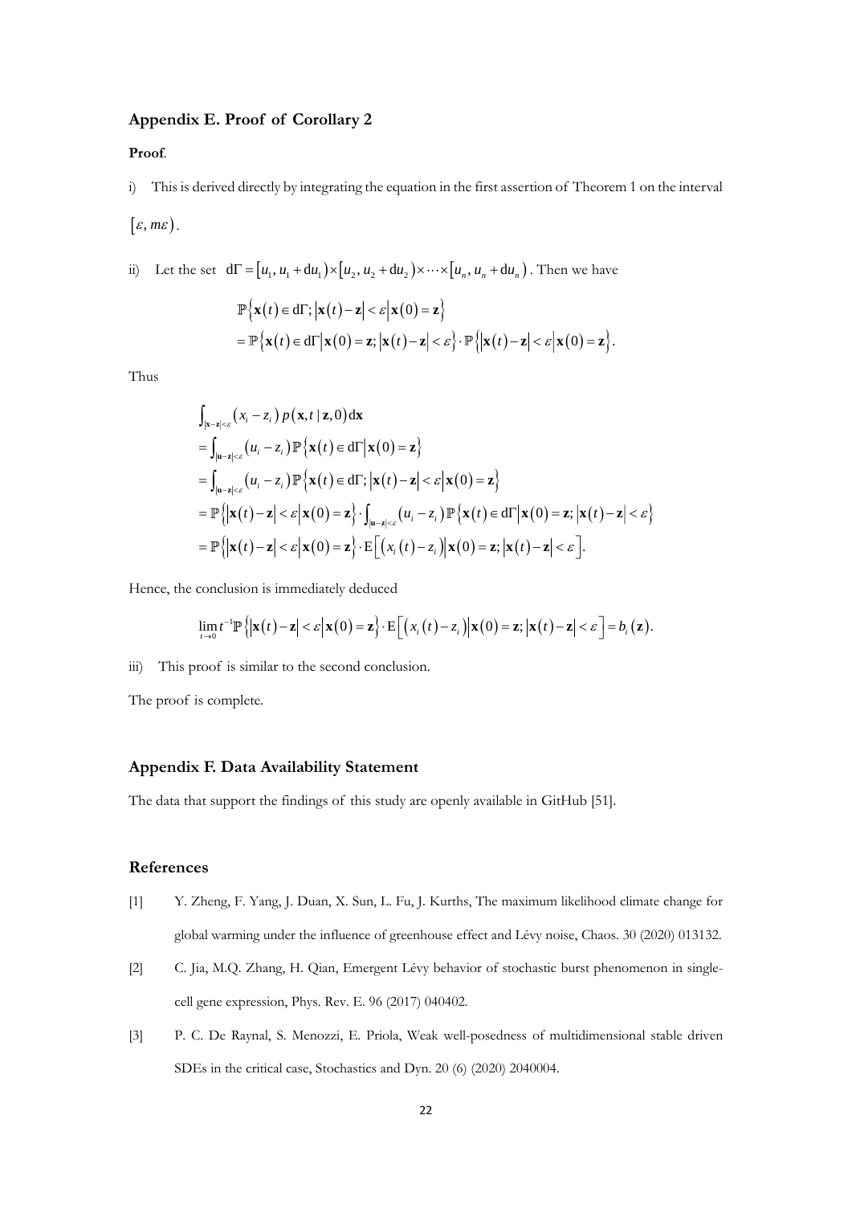## Appendix E. Proof of Corollary 2

**Proof**.

i) This is derived directly by integrating the equation in the first assertion of Theorem 1 on the interval $[\varepsilon, m\varepsilon)$.

ii) Let the set $\mathrm{d}\Gamma = [u_1, u_1 + \mathrm{d}u_1) \times [u_2, u_2 + \mathrm{d}u_2) \times \cdots \times [u_n, u_n + \mathrm{d}u_n)$. Then we have

$$
\begin{aligned}
&\mathbb{P}\left\{\mathbf{x}(t) \in \mathrm{d}\Gamma; |\mathbf{x}(t) - \mathbf{z}| < \varepsilon \middle| \mathbf{x}(0) = \mathbf{z}\right\} \\
&= \mathbb{P}\left\{\mathbf{x}(t) \in \mathrm{d}\Gamma \middle| \mathbf{x}(0) = \mathbf{z}; |\mathbf{x}(t) - \mathbf{z}| < \varepsilon\right\} \cdot \mathbb{P}\left\{|\mathbf{x}(t) - \mathbf{z}| < \varepsilon \middle| \mathbf{x}(0) = \mathbf{z}\right\}.
\end{aligned}
$$

Thus

$$
\begin{aligned}
&\int_{|\mathbf{x}-\mathbf{z}|<\varepsilon} (x_i - z_i) p(\mathbf{x}, t \mid \mathbf{z}, 0) \mathrm{d}\mathbf{x} \\
&= \int_{|\mathbf{u}-\mathbf{z}|<\varepsilon} (u_i - z_i) \mathbb{P}\left\{\mathbf{x}(t) \in \mathrm{d}\Gamma \middle| \mathbf{x}(0) = \mathbf{z}\right\} \\
&= \int_{|\mathbf{u}-\mathbf{z}|<\varepsilon} (u_i - z_i) \mathbb{P}\left\{\mathbf{x}(t) \in \mathrm{d}\Gamma; |\mathbf{x}(t) - \mathbf{z}| < \varepsilon \middle| \mathbf{x}(0) = \mathbf{z}\right\} \\
&= \mathbb{P}\left\{|\mathbf{x}(t) - \mathbf{z}| < \varepsilon \middle| \mathbf{x}(0) = \mathbf{z}\right\} \cdot \int_{|\mathbf{u}-\mathbf{z}|<\varepsilon} (u_i - z_i) \mathbb{P}\left\{\mathbf{x}(t) \in \mathrm{d}\Gamma \middle| \mathbf{x}(0) = \mathbf{z}; |\mathbf{x}(t) - \mathbf{z}| < \varepsilon\right\} \\
&= \mathbb{P}\left\{|\mathbf{x}(t) - \mathbf{z}| < \varepsilon \middle| \mathbf{x}(0) = \mathbf{z}\right\} \cdot \mathrm{E}\left[(x_i(t) - z_i) \middle| \mathbf{x}(0) = \mathbf{z}; |\mathbf{x}(t) - \mathbf{z}| < \varepsilon\right].
\end{aligned}
$$

Hence, the conclusion is immediately deduced

$$
\lim_{t \to 0} t^{-1} \mathbb{P}\left\{|\mathbf{x}(t) - \mathbf{z}| < \varepsilon \middle| \mathbf{x}(0) = \mathbf{z}\right\} \cdot \mathrm{E}\left[(x_i(t) - z_i) \middle| \mathbf{x}(0) = \mathbf{z}; |\mathbf{x}(t) - \mathbf{z}| < \varepsilon\right] = b_i(\mathbf{z}).
$$

iii) This proof is similar to the second conclusion.

The proof is complete.

## Appendix F. Data Availability Statement

The data that support the findings of this study are openly available in GitHub [51].

## References

[1] Y. Zheng, F. Yang, J. Duan, X. Sun, L. Fu, J. Kurths, The maximum likelihood climate change for global warming under the influence of greenhouse effect and Lévy noise, Chaos. 30 (2020) 013132.

[2] C. Jia, M.Q. Zhang, H. Qian, Emergent Lévy behavior of stochastic burst phenomenon in single-cell gene expression, Phys. Rev. E. 96 (2017) 040402.

[3] P. C. De Raynal, S. Menozzi, E. Priola, Weak well-posedness of multidimensional stable driven SDEs in the critical case, Stochastics and Dyn. 20 (6) (2020) 2040004.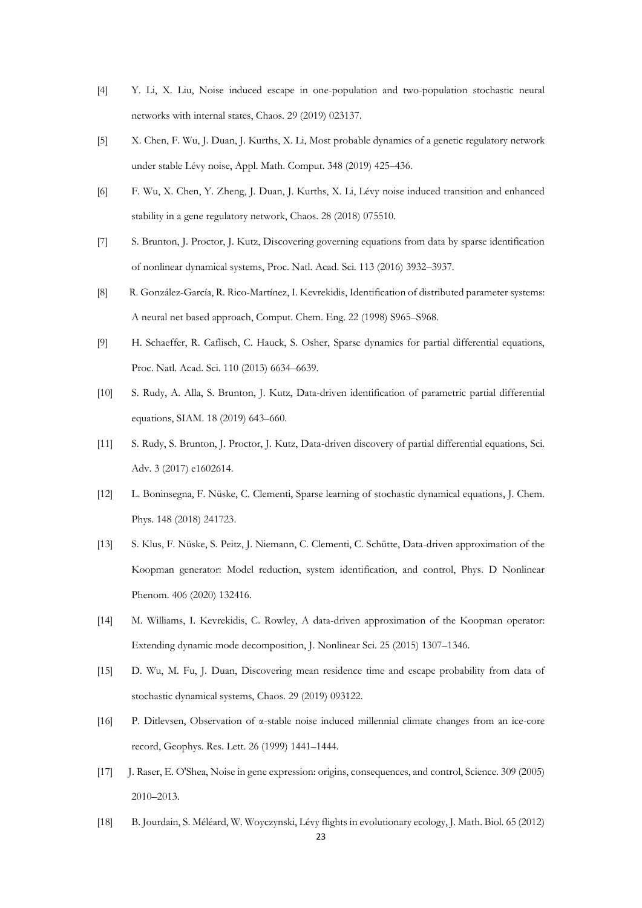[4] Y. Li, X. Liu, Noise induced escape in one-population and two-population stochastic neural networks with internal states, Chaos. 29 (2019) 023137.

[5] X. Chen, F. Wu, J. Duan, J. Kurths, X. Li, Most probable dynamics of a genetic regulatory network under stable Lévy noise, Appl. Math. Comput. 348 (2019) 425–436.

[6] F. Wu, X. Chen, Y. Zheng, J. Duan, J. Kurths, X. Li, Lévy noise induced transition and enhanced stability in a gene regulatory network, Chaos. 28 (2018) 075510.

[7] S. Brunton, J. Proctor, J. Kutz, Discovering governing equations from data by sparse identification of nonlinear dynamical systems, Proc. Natl. Acad. Sci. 113 (2016) 3932–3937.

[8] R. González-García, R. Rico-Martínez, I. Kevrekidis, Identification of distributed parameter systems: A neural net based approach, Comput. Chem. Eng. 22 (1998) S965–S968.

[9] H. Schaeffer, R. Caflisch, C. Hauck, S. Osher, Sparse dynamics for partial differential equations, Proc. Natl. Acad. Sci. 110 (2013) 6634–6639.

[10] S. Rudy, A. Alla, S. Brunton, J. Kutz, Data-driven identification of parametric partial differential equations, SIAM. 18 (2019) 643–660.

[11] S. Rudy, S. Brunton, J. Proctor, J. Kutz, Data-driven discovery of partial differential equations, Sci. Adv. 3 (2017) e1602614.

[12] L. Boninsegna, F. Nüske, C. Clementi, Sparse learning of stochastic dynamical equations, J. Chem. Phys. 148 (2018) 241723.

[13] S. Klus, F. Nüske, S. Peitz, J. Niemann, C. Clementi, C. Schütte, Data-driven approximation of the Koopman generator: Model reduction, system identification, and control, Phys. D Nonlinear Phenom. 406 (2020) 132416.

[14] M. Williams, I. Kevrekidis, C. Rowley, A data-driven approximation of the Koopman operator: Extending dynamic mode decomposition, J. Nonlinear Sci. 25 (2015) 1307–1346.

[15] D. Wu, M. Fu, J. Duan, Discovering mean residence time and escape probability from data of stochastic dynamical systems, Chaos. 29 (2019) 093122.

[16] P. Ditlevsen, Observation of α-stable noise induced millennial climate changes from an ice-core record, Geophys. Res. Lett. 26 (1999) 1441–1444.

[17] J. Raser, E. O'Shea, Noise in gene expression: origins, consequences, and control, Science. 309 (2005) 2010–2013.

[18] B. Jourdain, S. Méléard, W. Woyczynski, Lévy flights in evolutionary ecology, J. Math. Biol. 65 (2012)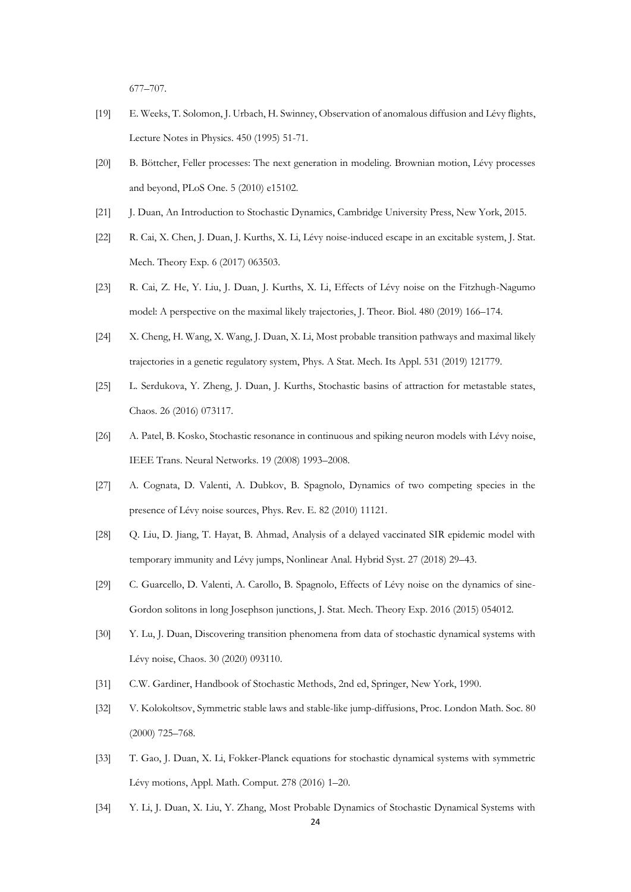677–707.

[19] E. Weeks, T. Solomon, J. Urbach, H. Swinney, Observation of anomalous diffusion and Lévy flights, Lecture Notes in Physics. 450 (1995) 51-71.

[20] B. Böttcher, Feller processes: The next generation in modeling. Brownian motion, Lévy processes and beyond, PLoS One. 5 (2010) e15102.

[21] J. Duan, An Introduction to Stochastic Dynamics, Cambridge University Press, New York, 2015.

[22] R. Cai, X. Chen, J. Duan, J. Kurths, X. Li, Lévy noise-induced escape in an excitable system, J. Stat. Mech. Theory Exp. 6 (2017) 063503.

[23] R. Cai, Z. He, Y. Liu, J. Duan, J. Kurths, X. Li, Effects of Lévy noise on the Fitzhugh-Nagumo model: A perspective on the maximal likely trajectories, J. Theor. Biol. 480 (2019) 166–174.

[24] X. Cheng, H. Wang, X. Wang, J. Duan, X. Li, Most probable transition pathways and maximal likely trajectories in a genetic regulatory system, Phys. A Stat. Mech. Its Appl. 531 (2019) 121779.

[25] L. Serdukova, Y. Zheng, J. Duan, J. Kurths, Stochastic basins of attraction for metastable states, Chaos. 26 (2016) 073117.

[26] A. Patel, B. Kosko, Stochastic resonance in continuous and spiking neuron models with Lévy noise, IEEE Trans. Neural Networks. 19 (2008) 1993–2008.

[27] A. Cognata, D. Valenti, A. Dubkov, B. Spagnolo, Dynamics of two competing species in the presence of Lévy noise sources, Phys. Rev. E. 82 (2010) 11121.

[28] Q. Liu, D. Jiang, T. Hayat, B. Ahmad, Analysis of a delayed vaccinated SIR epidemic model with temporary immunity and Lévy jumps, Nonlinear Anal. Hybrid Syst. 27 (2018) 29–43.

[29] C. Guarcello, D. Valenti, A. Carollo, B. Spagnolo, Effects of Lévy noise on the dynamics of sine-Gordon solitons in long Josephson junctions, J. Stat. Mech. Theory Exp. 2016 (2015) 054012.

[30] Y. Lu, J. Duan, Discovering transition phenomena from data of stochastic dynamical systems with Lévy noise, Chaos. 30 (2020) 093110.

[31] C.W. Gardiner, Handbook of Stochastic Methods, 2nd ed, Springer, New York, 1990.

[32] V. Kolokoltsov, Symmetric stable laws and stable-like jump-diffusions, Proc. London Math. Soc. 80 (2000) 725–768.

[33] T. Gao, J. Duan, X. Li, Fokker-Planck equations for stochastic dynamical systems with symmetric Lévy motions, Appl. Math. Comput. 278 (2016) 1–20.

[34] Y. Li, J. Duan, X. Liu, Y. Zhang, Most Probable Dynamics of Stochastic Dynamical Systems with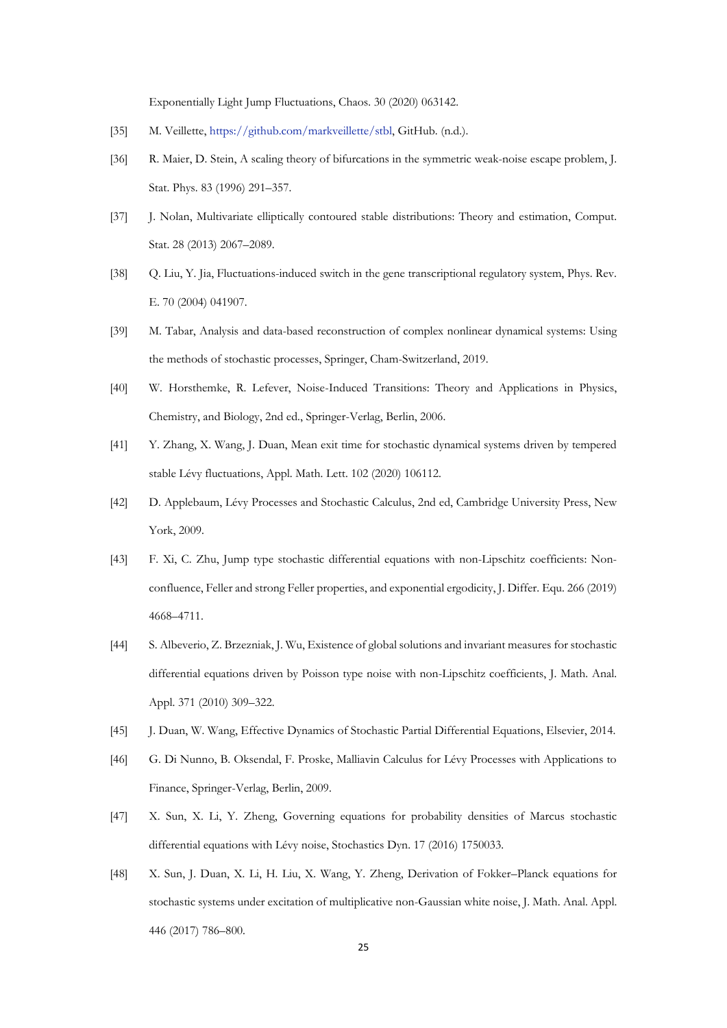Exponentially Light Jump Fluctuations, Chaos. 30 (2020) 063142.

[35] M. Veillette, https://github.com/markveillette/stbl, GitHub. (n.d.).

[36] R. Maier, D. Stein, A scaling theory of bifurcations in the symmetric weak-noise escape problem, J. Stat. Phys. 83 (1996) 291–357.

[37] J. Nolan, Multivariate elliptically contoured stable distributions: Theory and estimation, Comput. Stat. 28 (2013) 2067–2089.

[38] Q. Liu, Y. Jia, Fluctuations-induced switch in the gene transcriptional regulatory system, Phys. Rev. E. 70 (2004) 041907.

[39] M. Tabar, Analysis and data-based reconstruction of complex nonlinear dynamical systems: Using the methods of stochastic processes, Springer, Cham-Switzerland, 2019.

[40] W. Horsthemke, R. Lefever, Noise-Induced Transitions: Theory and Applications in Physics, Chemistry, and Biology, 2nd ed., Springer-Verlag, Berlin, 2006.

[41] Y. Zhang, X. Wang, J. Duan, Mean exit time for stochastic dynamical systems driven by tempered stable Lévy fluctuations, Appl. Math. Lett. 102 (2020) 106112.

[42] D. Applebaum, Lévy Processes and Stochastic Calculus, 2nd ed, Cambridge University Press, New York, 2009.

[43] F. Xi, C. Zhu, Jump type stochastic differential equations with non-Lipschitz coefficients: Non-confluence, Feller and strong Feller properties, and exponential ergodicity, J. Differ. Equ. 266 (2019) 4668–4711.

[44] S. Albeverio, Z. Brzezniak, J. Wu, Existence of global solutions and invariant measures for stochastic differential equations driven by Poisson type noise with non-Lipschitz coefficients, J. Math. Anal. Appl. 371 (2010) 309–322.

[45] J. Duan, W. Wang, Effective Dynamics of Stochastic Partial Differential Equations, Elsevier, 2014.

[46] G. Di Nunno, B. Oksendal, F. Proske, Malliavin Calculus for Lévy Processes with Applications to Finance, Springer-Verlag, Berlin, 2009.

[47] X. Sun, X. Li, Y. Zheng, Governing equations for probability densities of Marcus stochastic differential equations with Lévy noise, Stochastics Dyn. 17 (2016) 1750033.

[48] X. Sun, J. Duan, X. Li, H. Liu, X. Wang, Y. Zheng, Derivation of Fokker–Planck equations for stochastic systems under excitation of multiplicative non-Gaussian white noise, J. Math. Anal. Appl. 446 (2017) 786–800.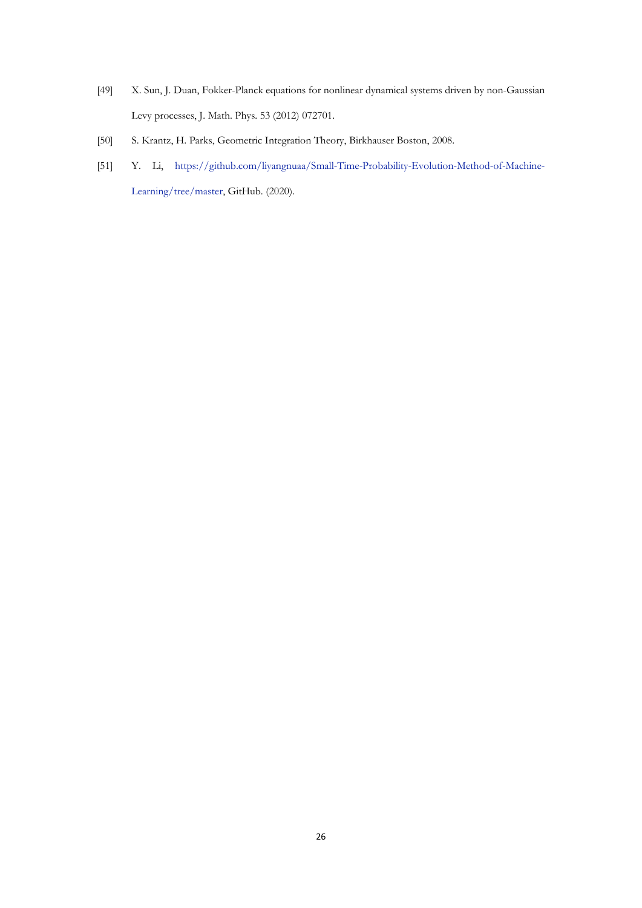[49] X. Sun, J. Duan, Fokker-Planck equations for nonlinear dynamical systems driven by non-Gaussian Levy processes, J. Math. Phys. 53 (2012) 072701.

[50] S. Krantz, H. Parks, Geometric Integration Theory, Birkhauser Boston, 2008.

[51] Y. Li, https://github.com/liyangnuaa/Small-Time-Probability-Evolution-Method-of-Machine-Learning/tree/master, GitHub. (2020).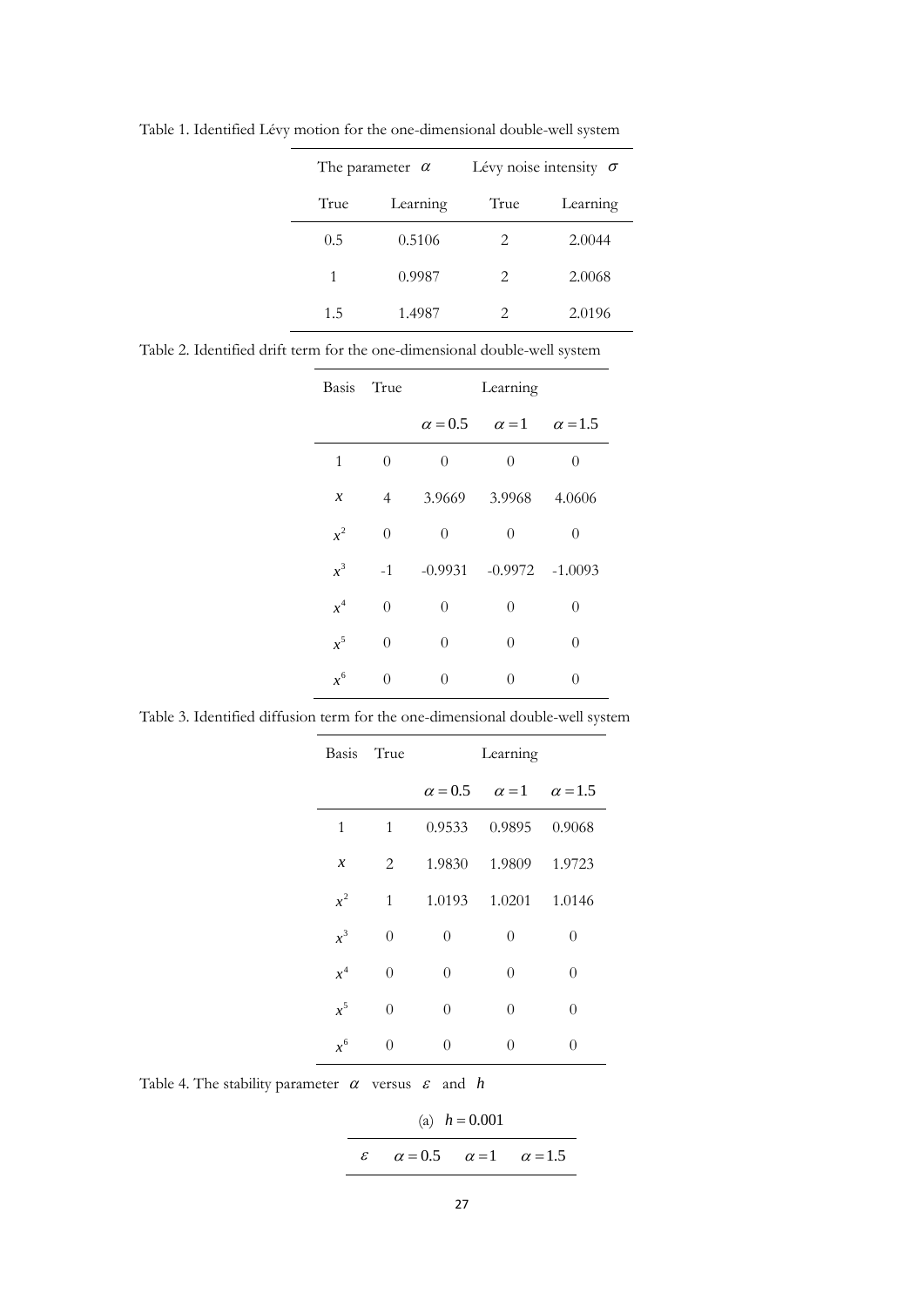Table 1. Identified Lévy motion for the one-dimensional double-well system

| The parameter $\alpha$ | | Lévy noise intensity $\sigma$ | |
|---|---|---|---|
| True | Learning | True | Learning |
| 0.5 | 0.5106 | 2 | 2.0044 |
| 1 | 0.9987 | 2 | 2.0068 |
| 1.5 | 1.4987 | 2 | 2.0196 |

Table 2. Identified drift term for the one-dimensional double-well system

| Basis | True | Learning | | |
|---|---|---|---|---|
| | | $\alpha = 0.5$ | $\alpha = 1$ | $\alpha = 1.5$ |
| 1 | 0 | 0 | 0 | 0 |
| $x$ | 4 | 3.9669 | 3.9968 | 4.0606 |
| $x^2$ | 0 | 0 | 0 | 0 |
| $x^3$ | -1 | -0.9931 | -0.9972 | -1.0093 |
| $x^4$ | 0 | 0 | 0 | 0 |
| $x^5$ | 0 | 0 | 0 | 0 |
| $x^6$ | 0 | 0 | 0 | 0 |

Table 3. Identified diffusion term for the one-dimensional double-well system

| Basis | True | Learning | | |
|---|---|---|---|---|
| | | $\alpha = 0.5$ | $\alpha = 1$ | $\alpha = 1.5$ |
| 1 | 1 | 0.9533 | 0.9895 | 0.9068 |
| $x$ | 2 | 1.9830 | 1.9809 | 1.9723 |
| $x^2$ | 1 | 1.0193 | 1.0201 | 1.0146 |
| $x^3$ | 0 | 0 | 0 | 0 |
| $x^4$ | 0 | 0 | 0 | 0 |
| $x^5$ | 0 | 0 | 0 | 0 |
| $x^6$ | 0 | 0 | 0 | 0 |

Table 4. The stability parameter $\alpha$ versus $\varepsilon$ and $h$

(a) $h = 0.001$

| $\varepsilon$ | $\alpha = 0.5$ | $\alpha = 1$ | $\alpha = 1.5$ |
|---|---|---|---|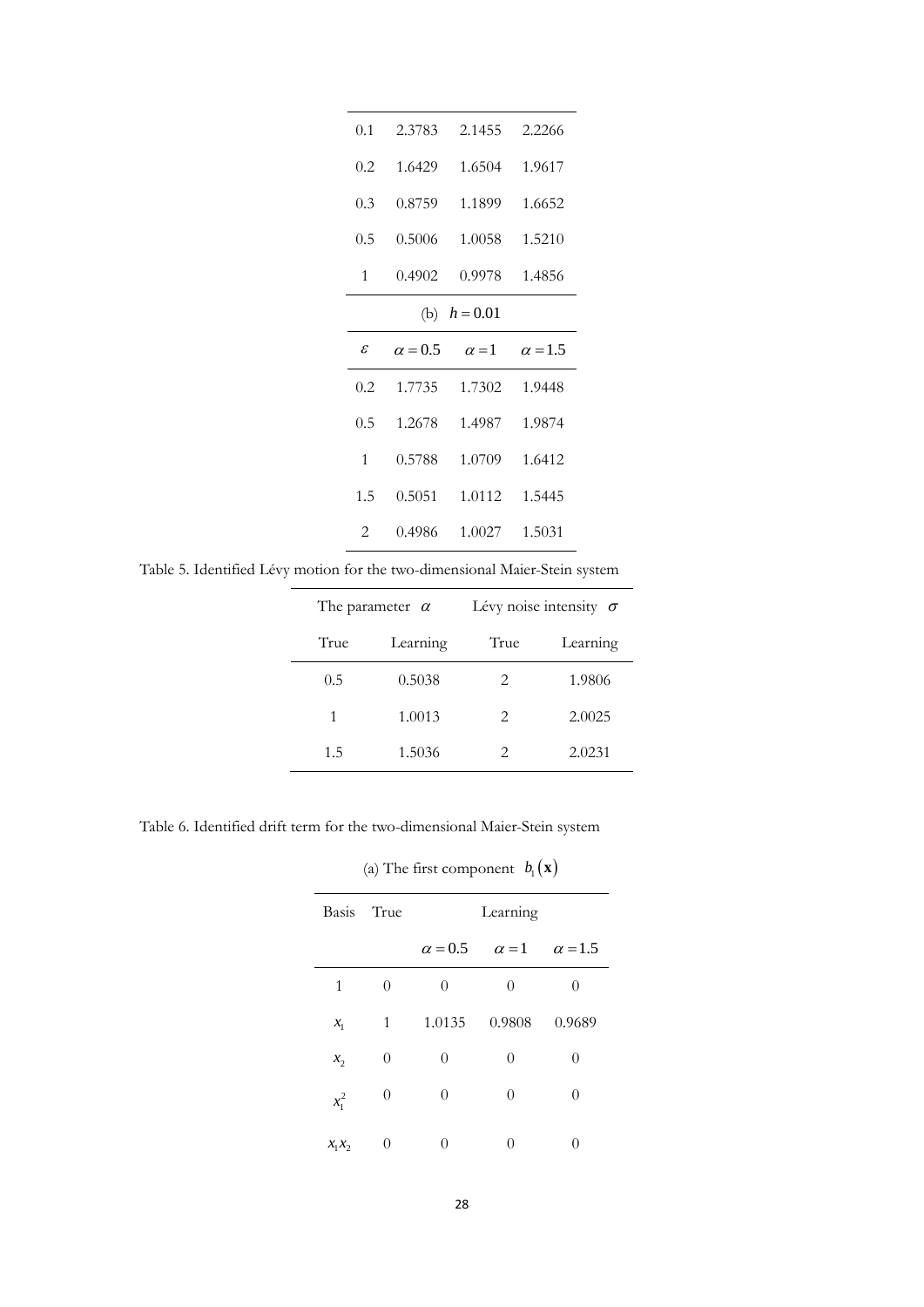| 0.1 | 2.3783 | 2.1455 | 2.2266 |
|---|---|---|---|
| 0.2 | 1.6429 | 1.6504 | 1.9617 |
| 0.3 | 0.8759 | 1.1899 | 1.6652 |
| 0.5 | 0.5006 | 1.0058 | 1.5210 |
| 1 | 0.4902 | 0.9978 | 1.4856 |

(b) $h = 0.01$

| $\varepsilon$ | $\alpha = 0.5$ | $\alpha = 1$ | $\alpha = 1.5$ |
|---|---|---|---|
| 0.2 | 1.7735 | 1.7302 | 1.9448 |
| 0.5 | 1.2678 | 1.4987 | 1.9874 |
| 1 | 0.5788 | 1.0709 | 1.6412 |
| 1.5 | 0.5051 | 1.0112 | 1.5445 |
| 2 | 0.4986 | 1.0027 | 1.5031 |

Table 5. Identified Lévy motion for the two-dimensional Maier-Stein system

| The parameter $\alpha$ | | Lévy noise intensity $\sigma$ | |
|---|---|---|---|
| True | Learning | True | Learning |
| 0.5 | 0.5038 | 2 | 1.9806 |
| 1 | 1.0013 | 2 | 2.0025 |
| 1.5 | 1.5036 | 2 | 2.0231 |

Table 6. Identified drift term for the two-dimensional Maier-Stein system

(a) The first component $b_1(\mathbf{x})$

| Basis | True | Learning | | |
|---|---|---|---|---|
| | | $\alpha = 0.5$ | $\alpha = 1$ | $\alpha = 1.5$ |
| 1 | 0 | 0 | 0 | 0 |
| $x_1$ | 1 | 1.0135 | 0.9808 | 0.9689 |
| $x_2$ | 0 | 0 | 0 | 0 |
| $x_1^2$ | 0 | 0 | 0 | 0 |
| $x_1 x_2$ | 0 | 0 | 0 | 0 |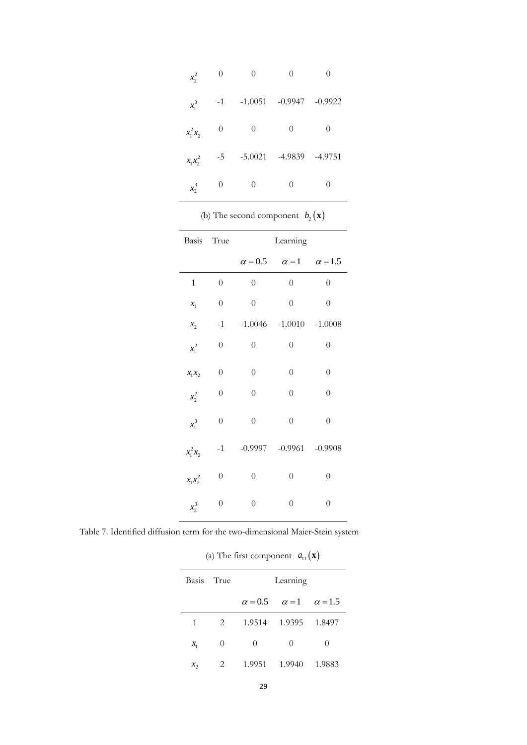| | | | | |
|---|---|---|---|---|
| $x_2^2$ | 0 | 0 | 0 | 0 |
| $x_1^3$ | -1 | -1.0051 | -0.9947 | -0.9922 |
| $x_1^2 x_2$ | 0 | 0 | 0 | 0 |
| $x_1 x_2^2$ | -5 | -5.0021 | -4.9839 | -4.9751 |
| $x_2^3$ | 0 | 0 | 0 | 0 |

(b) The second component $b_2(\mathbf{x})$

| Basis | True | Learning | | |
|---|---|---|---|---|
| | | $\alpha = 0.5$ | $\alpha = 1$ | $\alpha = 1.5$ |
| 1 | 0 | 0 | 0 | 0 |
| $x_1$ | 0 | 0 | 0 | 0 |
| $x_2$ | -1 | -1.0046 | -1.0010 | -1.0008 |
| $x_1^2$ | 0 | 0 | 0 | 0 |
| $x_1 x_2$ | 0 | 0 | 0 | 0 |
| $x_2^2$ | 0 | 0 | 0 | 0 |
| $x_1^3$ | 0 | 0 | 0 | 0 |
| $x_1^2 x_2$ | -1 | -0.9997 | -0.9961 | -0.9908 |
| $x_1 x_2^2$ | 0 | 0 | 0 | 0 |
| $x_2^3$ | 0 | 0 | 0 | 0 |

Table 7. Identified diffusion term for the two-dimensional Maier-Stein system

(a) The first component $a_{11}(\mathbf{x})$

| Basis | True | Learning | | |
|---|---|---|---|---|
| | | $\alpha = 0.5$ | $\alpha = 1$ | $\alpha = 1.5$ |
| 1 | 2 | 1.9514 | 1.9395 | 1.8497 |
| $x_1$ | 0 | 0 | 0 | 0 |
| $x_2$ | 2 | 1.9951 | 1.9940 | 1.9883 |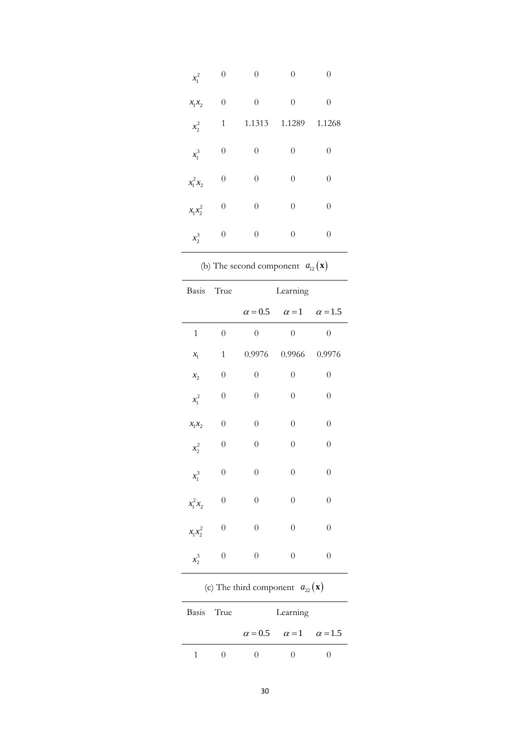| Basis | True | Learning | | |
|---|---|---|---|---|
| | | $\alpha = 0.5$ | $\alpha = 1$ | $\alpha = 1.5$ |
| $x_1^2$ | 0 | 0 | 0 | 0 |
| $x_1 x_2$ | 0 | 0 | 0 | 0 |
| $x_2^2$ | 1 | 1.1313 | 1.1289 | 1.1268 |
| $x_1^3$ | 0 | 0 | 0 | 0 |
| $x_1^2 x_2$ | 0 | 0 | 0 | 0 |
| $x_1 x_2^2$ | 0 | 0 | 0 | 0 |
| $x_2^3$ | 0 | 0 | 0 | 0 |

(b) The second component $a_{12}(\mathbf{x})$

| Basis | True | Learning | | |
|---|---|---|---|---|
| | | $\alpha = 0.5$ | $\alpha = 1$ | $\alpha = 1.5$ |
| 1 | 0 | 0 | 0 | 0 |
| $x_1$ | 1 | 0.9976 | 0.9966 | 0.9976 |
| $x_2$ | 0 | 0 | 0 | 0 |
| $x_1^2$ | 0 | 0 | 0 | 0 |
| $x_1 x_2$ | 0 | 0 | 0 | 0 |
| $x_2^2$ | 0 | 0 | 0 | 0 |
| $x_1^3$ | 0 | 0 | 0 | 0 |
| $x_1^2 x_2$ | 0 | 0 | 0 | 0 |
| $x_1 x_2^2$ | 0 | 0 | 0 | 0 |
| $x_2^3$ | 0 | 0 | 0 | 0 |

(c) The third component $a_{22}(\mathbf{x})$

| Basis | True | Learning | | |
|---|---|---|---|---|
| | | $\alpha = 0.5$ | $\alpha = 1$ | $\alpha = 1.5$ |
| 1 | 0 | 0 | 0 | 0 |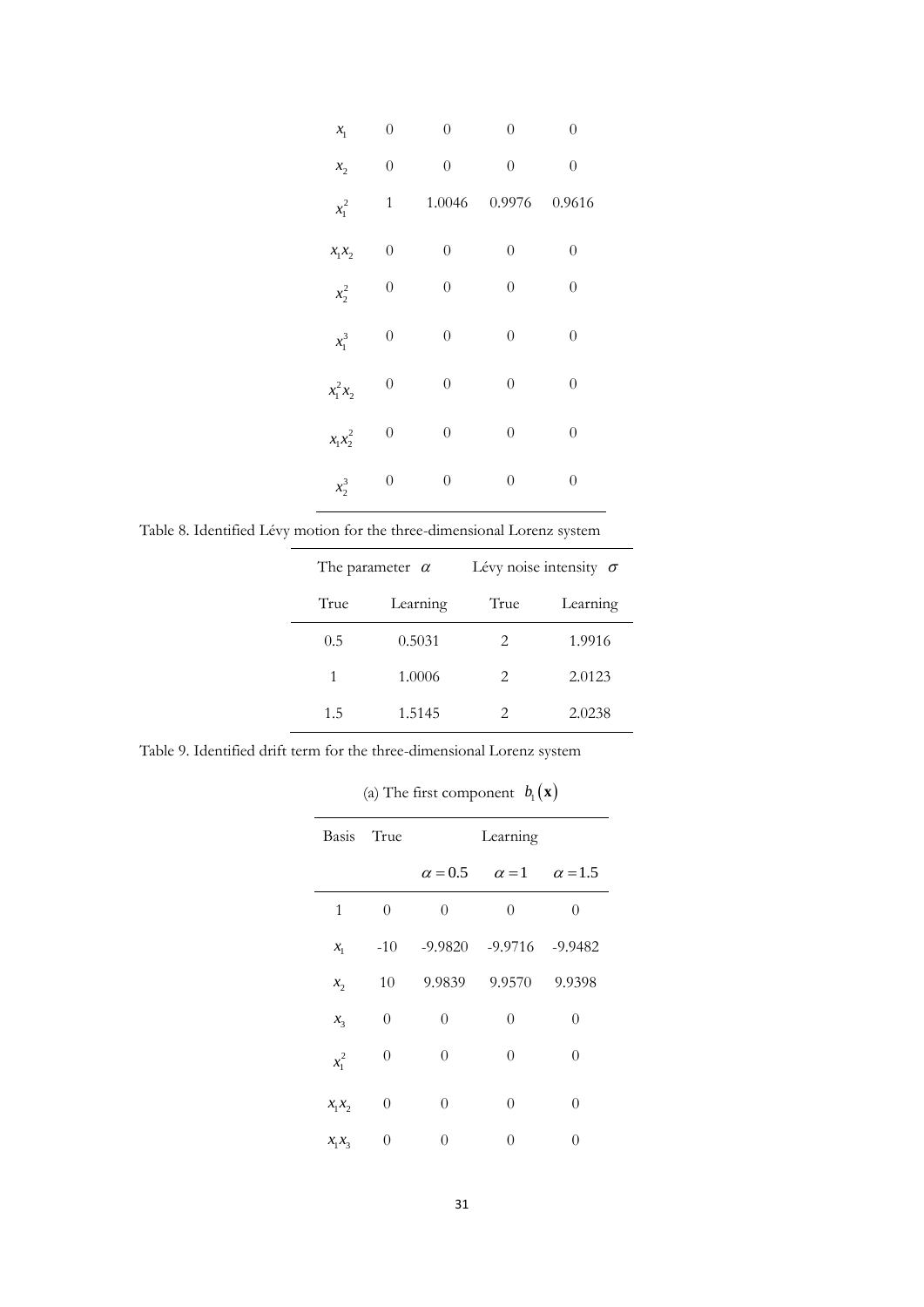| | | | | |
|---|---|---|---|---|
| $x_1$ | 0 | 0 | 0 | 0 |
| $x_2$ | 0 | 0 | 0 | 0 |
| $x_1^2$ | 1 | 1.0046 | 0.9976 | 0.9616 |
| $x_1x_2$ | 0 | 0 | 0 | 0 |
| $x_2^2$ | 0 | 0 | 0 | 0 |
| $x_1^3$ | 0 | 0 | 0 | 0 |
| $x_1^2x_2$ | 0 | 0 | 0 | 0 |
| $x_1x_2^2$ | 0 | 0 | 0 | 0 |
| $x_2^3$ | 0 | 0 | 0 | 0 |

Table 8. Identified Lévy motion for the three-dimensional Lorenz system

| The parameter $\alpha$ | | Lévy noise intensity $\sigma$ | |
|---|---|---|---|
| True | Learning | True | Learning |
| 0.5 | 0.5031 | 2 | 1.9916 |
| 1 | 1.0006 | 2 | 2.0123 |
| 1.5 | 1.5145 | 2 | 2.0238 |

Table 9. Identified drift term for the three-dimensional Lorenz system

(a) The first component $b_1(\mathbf{x})$

| Basis | True | Learning | | |
|---|---|---|---|---|
| | | $\alpha=0.5$ | $\alpha=1$ | $\alpha=1.5$ |
| 1 | 0 | 0 | 0 | 0 |
| $x_1$ | -10 | -9.9820 | -9.9716 | -9.9482 |
| $x_2$ | 10 | 9.9839 | 9.9570 | 9.9398 |
| $x_3$ | 0 | 0 | 0 | 0 |
| $x_1^2$ | 0 | 0 | 0 | 0 |
| $x_1x_2$ | 0 | 0 | 0 | 0 |
| $x_1x_3$ | 0 | 0 | 0 | 0 |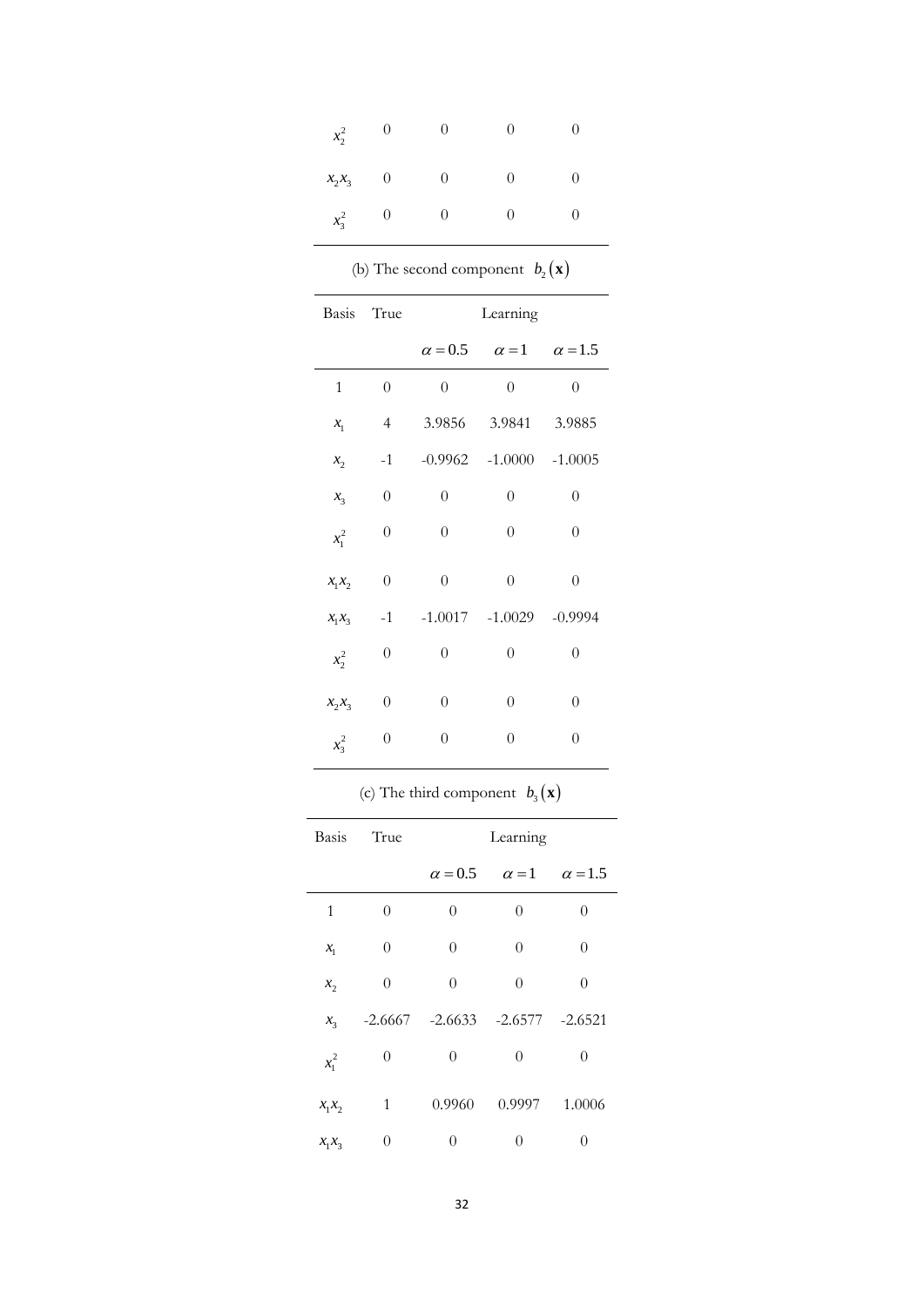| Basis | True | Learning | | |
|---|---|---|---|---|
| $x_2^2$ | 0 | 0 | 0 | 0 |
| $x_2 x_3$ | 0 | 0 | 0 | 0 |
| $x_3^2$ | 0 | 0 | 0 | 0 |

(b) The second component $b_2(\mathbf{x})$

| Basis | True | Learning | | |
|---|---|---|---|---|
| | | $\alpha = 0.5$ | $\alpha = 1$ | $\alpha = 1.5$ |
| 1 | 0 | 0 | 0 | 0 |
| $x_1$ | 4 | 3.9856 | 3.9841 | 3.9885 |
| $x_2$ | -1 | -0.9962 | -1.0000 | -1.0005 |
| $x_3$ | 0 | 0 | 0 | 0 |
| $x_1^2$ | 0 | 0 | 0 | 0 |
| $x_1 x_2$ | 0 | 0 | 0 | 0 |
| $x_1 x_3$ | -1 | -1.0017 | -1.0029 | -0.9994 |
| $x_2^2$ | 0 | 0 | 0 | 0 |
| $x_2 x_3$ | 0 | 0 | 0 | 0 |
| $x_3^2$ | 0 | 0 | 0 | 0 |

(c) The third component $b_3(\mathbf{x})$

| Basis | True | Learning | | |
|---|---|---|---|---|
| | | $\alpha = 0.5$ | $\alpha = 1$ | $\alpha = 1.5$ |
| 1 | 0 | 0 | 0 | 0 |
| $x_1$ | 0 | 0 | 0 | 0 |
| $x_2$ | 0 | 0 | 0 | 0 |
| $x_3$ | -2.6667 | -2.6633 | -2.6577 | -2.6521 |
| $x_1^2$ | 0 | 0 | 0 | 0 |
| $x_1 x_2$ | 1 | 0.9960 | 0.9997 | 1.0006 |
| $x_1 x_3$ | 0 | 0 | 0 | 0 |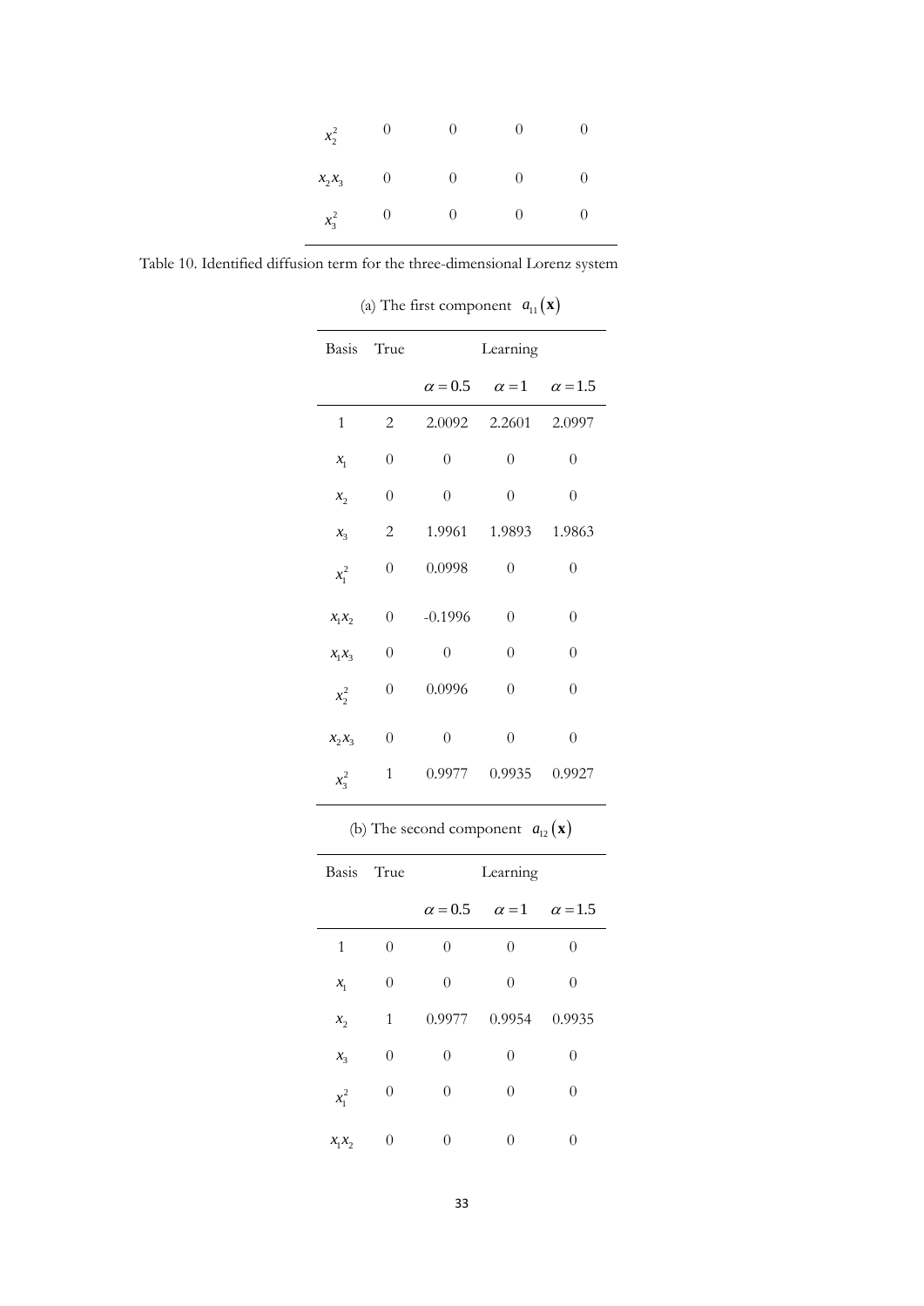| | | | | |
|---|---|---|---|---|
| $x_2^2$ | 0 | 0 | 0 | 0 |
| $x_2x_3$ | 0 | 0 | 0 | 0 |
| $x_3^2$ | 0 | 0 | 0 | 0 |

Table 10. Identified diffusion term for the three-dimensional Lorenz system

(a) The first component $a_{11}(\mathbf{x})$

| Basis | True | Learning | | |
|---|---|---|---|---|
| | | $\alpha = 0.5$ | $\alpha = 1$ | $\alpha = 1.5$ |
| 1 | 2 | 2.0092 | 2.2601 | 2.0997 |
| $x_1$ | 0 | 0 | 0 | 0 |
| $x_2$ | 0 | 0 | 0 | 0 |
| $x_3$ | 2 | 1.9961 | 1.9893 | 1.9863 |
| $x_1^2$ | 0 | 0.0998 | 0 | 0 |
| $x_1x_2$ | 0 | -0.1996 | 0 | 0 |
| $x_1x_3$ | 0 | 0 | 0 | 0 |
| $x_2^2$ | 0 | 0.0996 | 0 | 0 |
| $x_2x_3$ | 0 | 0 | 0 | 0 |
| $x_3^2$ | 1 | 0.9977 | 0.9935 | 0.9927 |

(b) The second component $a_{12}(\mathbf{x})$

| Basis | True | Learning | | |
|---|---|---|---|---|
| | | $\alpha = 0.5$ | $\alpha = 1$ | $\alpha = 1.5$ |
| 1 | 0 | 0 | 0 | 0 |
| $x_1$ | 0 | 0 | 0 | 0 |
| $x_2$ | 1 | 0.9977 | 0.9954 | 0.9935 |
| $x_3$ | 0 | 0 | 0 | 0 |
| $x_1^2$ | 0 | 0 | 0 | 0 |
| $x_1x_2$ | 0 | 0 | 0 | 0 |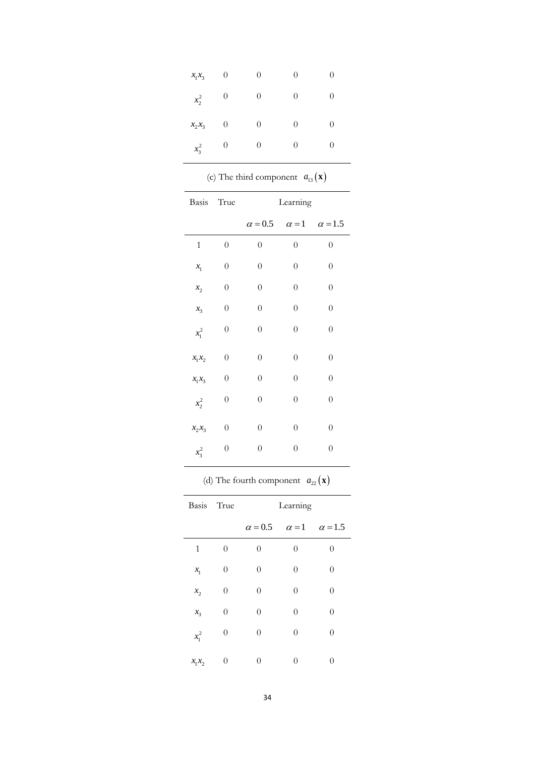| | | | | |
|---|---|---|---|---|
| $x_1x_3$ | 0 | 0 | 0 | 0 |
| $x_2^2$ | 0 | 0 | 0 | 0 |
| $x_2x_3$ | 0 | 0 | 0 | 0 |
| $x_3^2$ | 0 | 0 | 0 | 0 |

(c) The third component $a_{13}(\mathbf{x})$

| Basis | True | Learning | | |
|---|---|---|---|---|
| | | $\alpha = 0.5$ | $\alpha = 1$ | $\alpha = 1.5$ |
| 1 | 0 | 0 | 0 | 0 |
| $x_1$ | 0 | 0 | 0 | 0 |
| $x_2$ | 0 | 0 | 0 | 0 |
| $x_3$ | 0 | 0 | 0 | 0 |
| $x_1^2$ | 0 | 0 | 0 | 0 |
| $x_1x_2$ | 0 | 0 | 0 | 0 |
| $x_1x_3$ | 0 | 0 | 0 | 0 |
| $x_2^2$ | 0 | 0 | 0 | 0 |
| $x_2x_3$ | 0 | 0 | 0 | 0 |
| $x_3^2$ | 0 | 0 | 0 | 0 |

(d) The fourth component $a_{22}(\mathbf{x})$

| Basis | True | Learning | | |
|---|---|---|---|---|
| | | $\alpha = 0.5$ | $\alpha = 1$ | $\alpha = 1.5$ |
| 1 | 0 | 0 | 0 | 0 |
| $x_1$ | 0 | 0 | 0 | 0 |
| $x_2$ | 0 | 0 | 0 | 0 |
| $x_3$ | 0 | 0 | 0 | 0 |
| $x_1^2$ | 0 | 0 | 0 | 0 |
| $x_1x_2$ | 0 | 0 | 0 | 0 |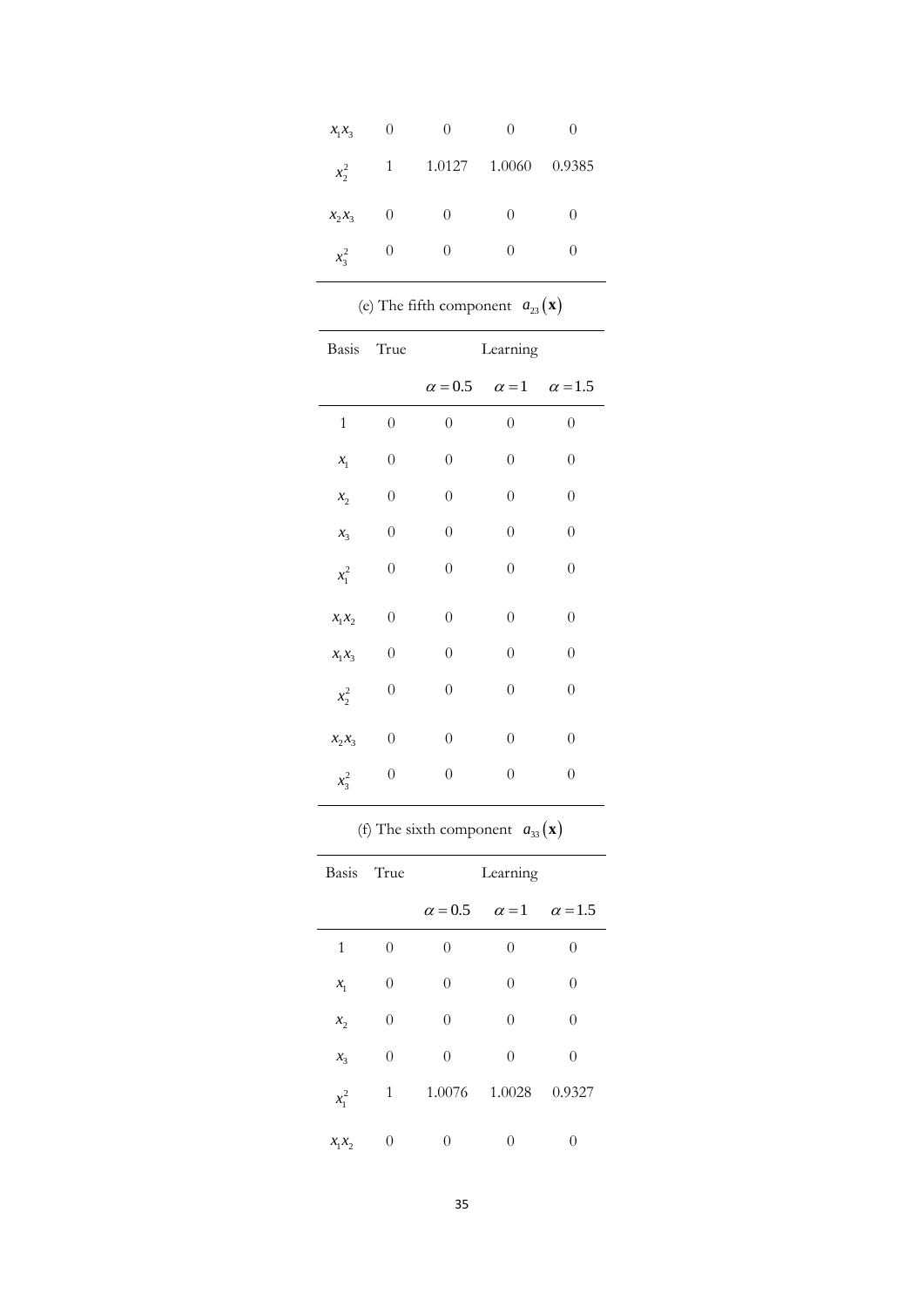| Basis | True | Learning | | |
|---|---|---|---|---|
| $x_1x_3$ | 0 | 0 | 0 | 0 |
| $x_2^2$ | 1 | 1.0127 | 1.0060 | 0.9385 |
| $x_2x_3$ | 0 | 0 | 0 | 0 |
| $x_3^2$ | 0 | 0 | 0 | 0 |

(e) The fifth component $a_{23}(\mathbf{x})$

| Basis | True | Learning | | |
|---|---|---|---|---|
| | | $\alpha = 0.5$ | $\alpha = 1$ | $\alpha = 1.5$ |
| 1 | 0 | 0 | 0 | 0 |
| $x_1$ | 0 | 0 | 0 | 0 |
| $x_2$ | 0 | 0 | 0 | 0 |
| $x_3$ | 0 | 0 | 0 | 0 |
| $x_1^2$ | 0 | 0 | 0 | 0 |
| $x_1x_2$ | 0 | 0 | 0 | 0 |
| $x_1x_3$ | 0 | 0 | 0 | 0 |
| $x_2^2$ | 0 | 0 | 0 | 0 |
| $x_2x_3$ | 0 | 0 | 0 | 0 |
| $x_3^2$ | 0 | 0 | 0 | 0 |

(f) The sixth component $a_{33}(\mathbf{x})$

| Basis | True | Learning | | |
|---|---|---|---|---|
| | | $\alpha = 0.5$ | $\alpha = 1$ | $\alpha = 1.5$ |
| 1 | 0 | 0 | 0 | 0 |
| $x_1$ | 0 | 0 | 0 | 0 |
| $x_2$ | 0 | 0 | 0 | 0 |
| $x_3$ | 0 | 0 | 0 | 0 |
| $x_1^2$ | 1 | 1.0076 | 1.0028 | 0.9327 |
| $x_1x_2$ | 0 | 0 | 0 | 0 |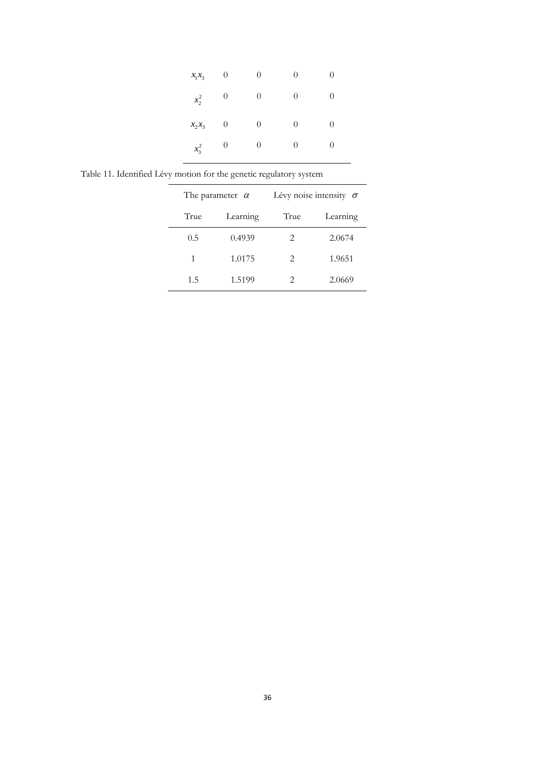| | | | | |
|---|---|---|---|---|
| $x_1x_3$ | 0 | 0 | 0 | 0 |
| $x_2^2$ | 0 | 0 | 0 | 0 |
| $x_2x_3$ | 0 | 0 | 0 | 0 |
| $x_3^2$ | 0 | 0 | 0 | 0 |

Table 11. Identified Lévy motion for the genetic regulatory system

| The parameter $\alpha$ | | Lévy noise intensity $\sigma$ | |
|---|---|---|---|
| True | Learning | True | Learning |
| 0.5 | 0.4939 | 2 | 2.0674 |
| 1 | 1.0175 | 2 | 1.9651 |
| 1.5 | 1.5199 | 2 | 2.0669 |